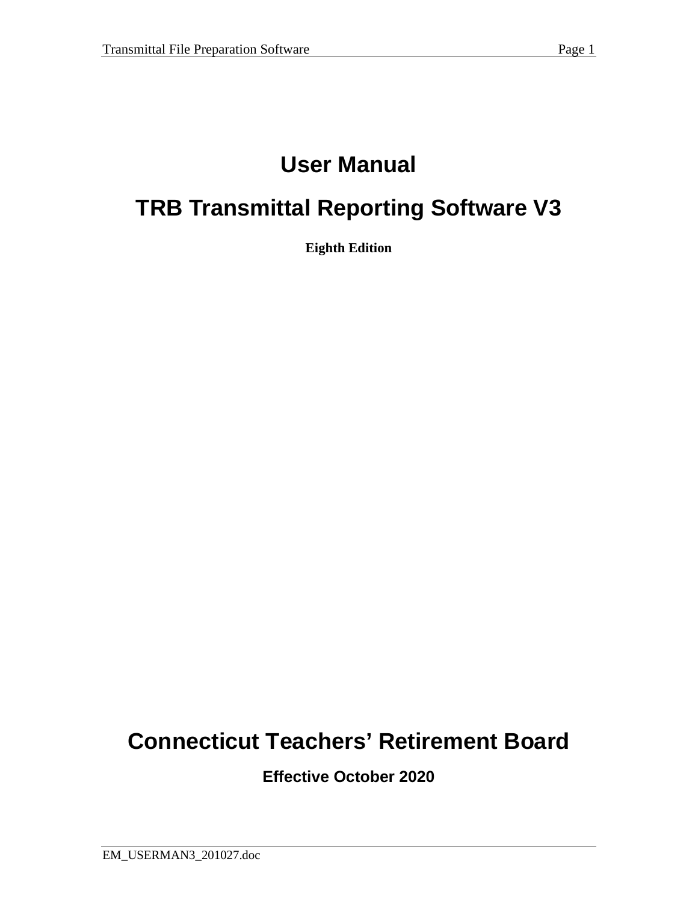# User Manual

# TRB Transmittal Reporting Software V3

**Eighth Edition**

# Connecticut Teachers' Retirement Board

**Effective October 2020**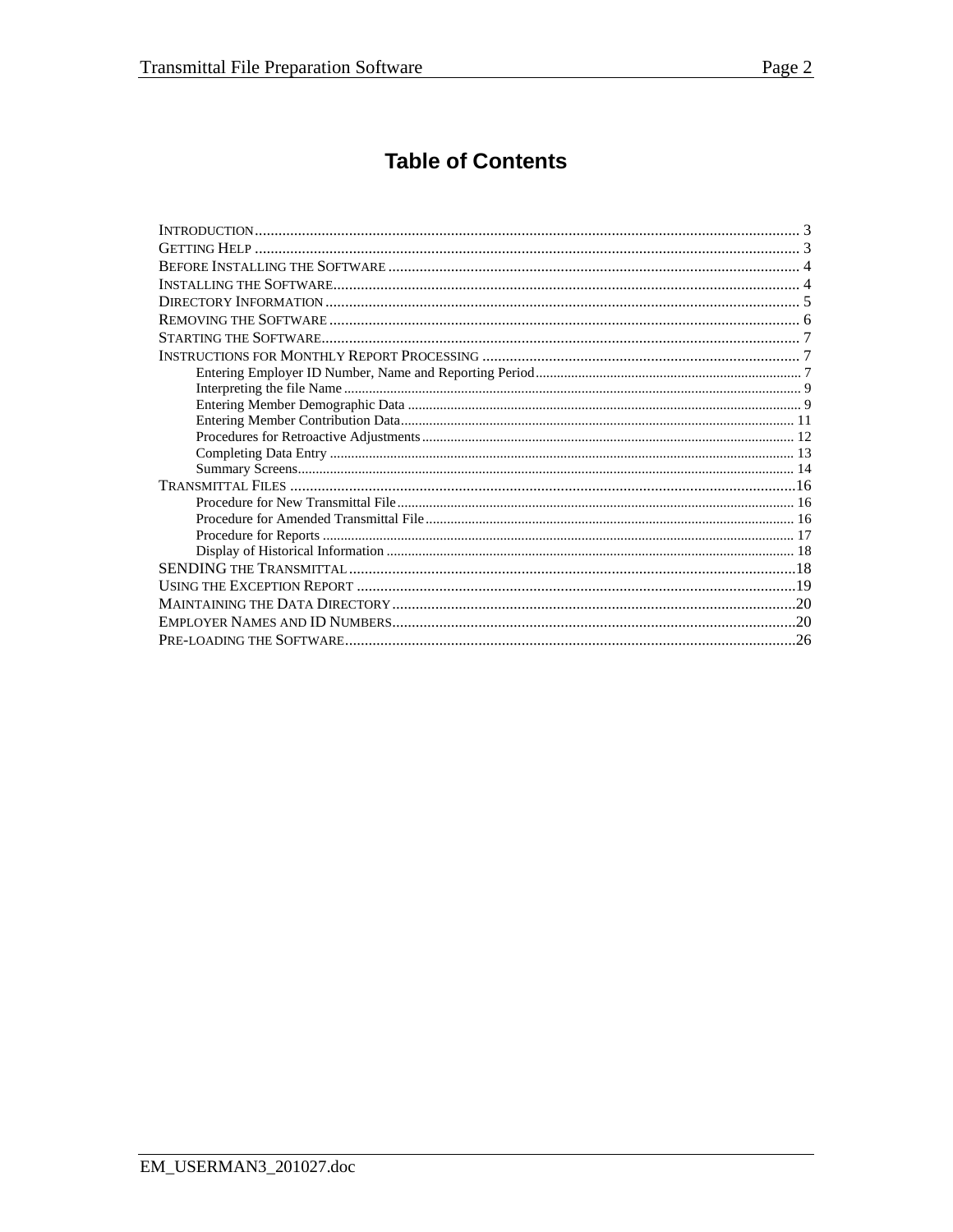# Table of Contents

- INTRODUCTION .......... 3
- GETTING HELP .......... 3
- BEFORE INSTALLING THE SOFTWARE .......... 4
- INSTALLING THE SOFTWARE .......... 4
- DIRECTORY INFORMATION .......... 5
- REMOVING THE SOFTWARE .......... 6
- STARTING THE SOFTWARE .......... 7
- INSTRUCTIONS FOR MONTHLY REPORT PROCESSING .......... 7
  - Entering Employer ID Number, Name and Reporting Period .......... 7
  - Interpreting the file Name .......... 9
  - Entering Member Demographic Data .......... 9
  - Entering Member Contribution Data .......... 11
  - Procedures for Retroactive Adjustments .......... 12
  - Completing Data Entry .......... 13
  - Summary Screens .......... 14
- TRANSMITTAL FILES .......... 16
  - Procedure for New Transmittal File .......... 16
  - Procedure for Amended Transmittal File .......... 16
  - Procedure for Reports .......... 17
  - Display of Historical Information .......... 18
- SENDING THE TRANSMITTAL .......... 18
- USING THE EXCEPTION REPORT .......... 19
- MAINTAINING THE DATA DIRECTORY .......... 20
- EMPLOYER NAMES AND ID NUMBERS .......... 20
- PRE-LOADING THE SOFTWARE .......... 26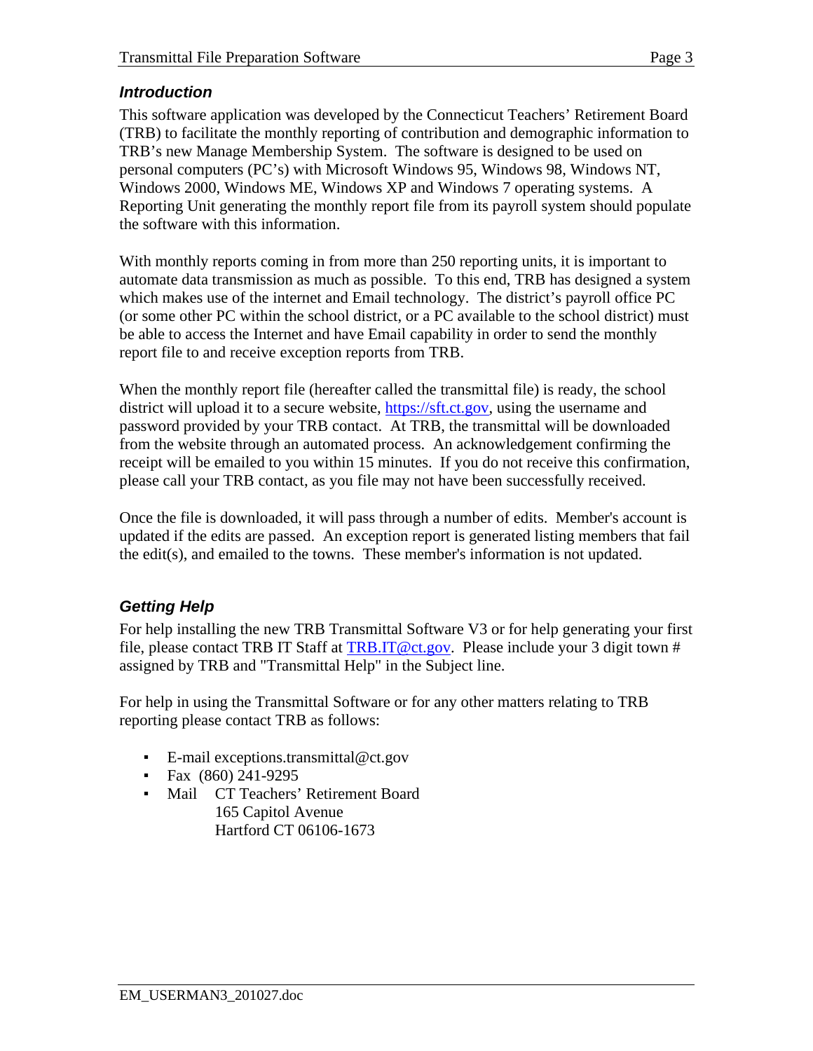## *Introduction*

This software application was developed by the Connecticut Teachers' Retirement Board (TRB) to facilitate the monthly reporting of contribution and demographic information to TRB's new Manage Membership System. The software is designed to be used on personal computers (PC's) with Microsoft Windows 95, Windows 98, Windows NT, Windows 2000, Windows ME, Windows XP and Windows 7 operating systems. A Reporting Unit generating the monthly report file from its payroll system should populate the software with this information.

With monthly reports coming in from more than 250 reporting units, it is important to automate data transmission as much as possible. To this end, TRB has designed a system which makes use of the internet and Email technology. The district's payroll office PC (or some other PC within the school district, or a PC available to the school district) must be able to access the Internet and have Email capability in order to send the monthly report file to and receive exception reports from TRB.

When the monthly report file (hereafter called the transmittal file) is ready, the school district will upload it to a secure website, https://sft.ct.gov, using the username and password provided by your TRB contact. At TRB, the transmittal will be downloaded from the website through an automated process. An acknowledgement confirming the receipt will be emailed to you within 15 minutes. If you do not receive this confirmation, please call your TRB contact, as you file may not have been successfully received.

Once the file is downloaded, it will pass through a number of edits. Member's account is updated if the edits are passed. An exception report is generated listing members that fail the edit(s), and emailed to the towns. These member's information is not updated.

## *Getting Help*

For help installing the new TRB Transmittal Software V3 or for help generating your first file, please contact TRB IT Staff at TRB.IT@ct.gov. Please include your 3 digit town # assigned by TRB and "Transmittal Help" in the Subject line.

For help in using the Transmittal Software or for any other matters relating to TRB reporting please contact TRB as follows:

- E-mail exceptions.transmittal@ct.gov
- Fax (860) 241-9295
- Mail CT Teachers' Retirement Board  
  165 Capitol Avenue  
  Hartford CT 06106-1673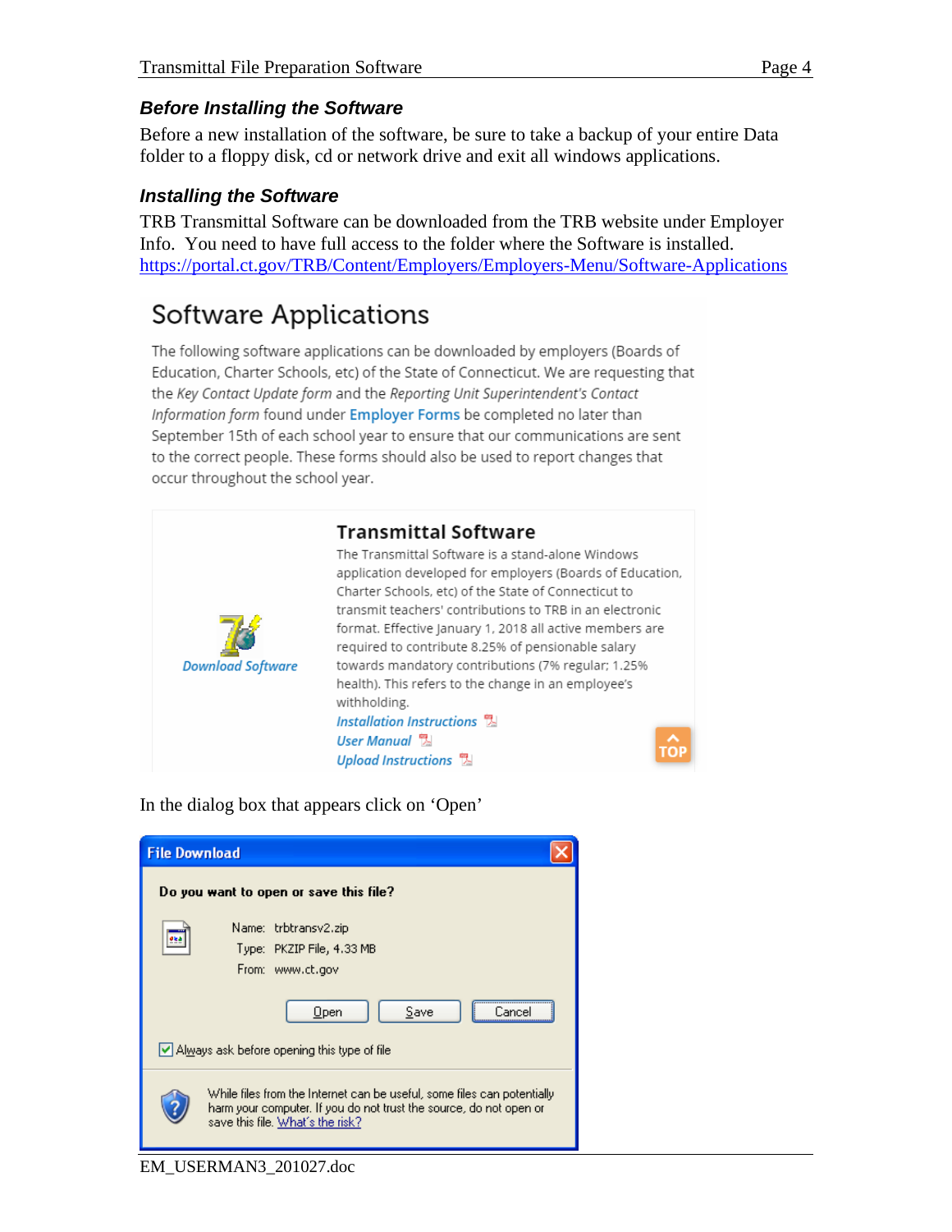### *Before Installing the Software*

Before a new installation of the software, be sure to take a backup of your entire Data folder to a floppy disk, cd or network drive and exit all windows applications.

### *Installing the Software*

TRB Transmittal Software can be downloaded from the TRB website under Employer Info. You need to have full access to the folder where the Software is installed.
https://portal.ct.gov/TRB/Content/Employers/Employers-Menu/Software-Applications

## Software Applications

The following software applications can be downloaded by employers (Boards of Education, Charter Schools, etc) of the State of Connecticut. We are requesting that the *Key Contact Update form* and the *Reporting Unit Superintendent's Contact Information form* found under **Employer Forms** be completed no later than September 15th of each school year to ensure that our communications are sent to the correct people. These forms should also be used to report changes that occur throughout the school year.

*Download Software*

### Transmittal Software

The Transmittal Software is a stand-alone Windows application developed for employers (Boards of Education, Charter Schools, etc) of the State of Connecticut to transmit teachers' contributions to TRB in an electronic format. Effective January 1, 2018 all active members are required to contribute 8.25% of pensionable salary towards mandatory contributions (7% regular; 1.25% health). This refers to the change in an employee's withholding.

*Installation Instructions*
*User Manual*
*Upload Instructions*

TOP

In the dialog box that appears click on 'Open'

**File Download**

**Do you want to open or save this file?**

Name: trbtransv2.zip
Type: PKZIP File, 4.33 MB
From: www.ct.gov

Open | Save | Cancel

☑ Always ask before opening this type of file

While files from the Internet can be useful, some files can potentially harm your computer. If you do not trust the source, do not open or save this file. What's the risk?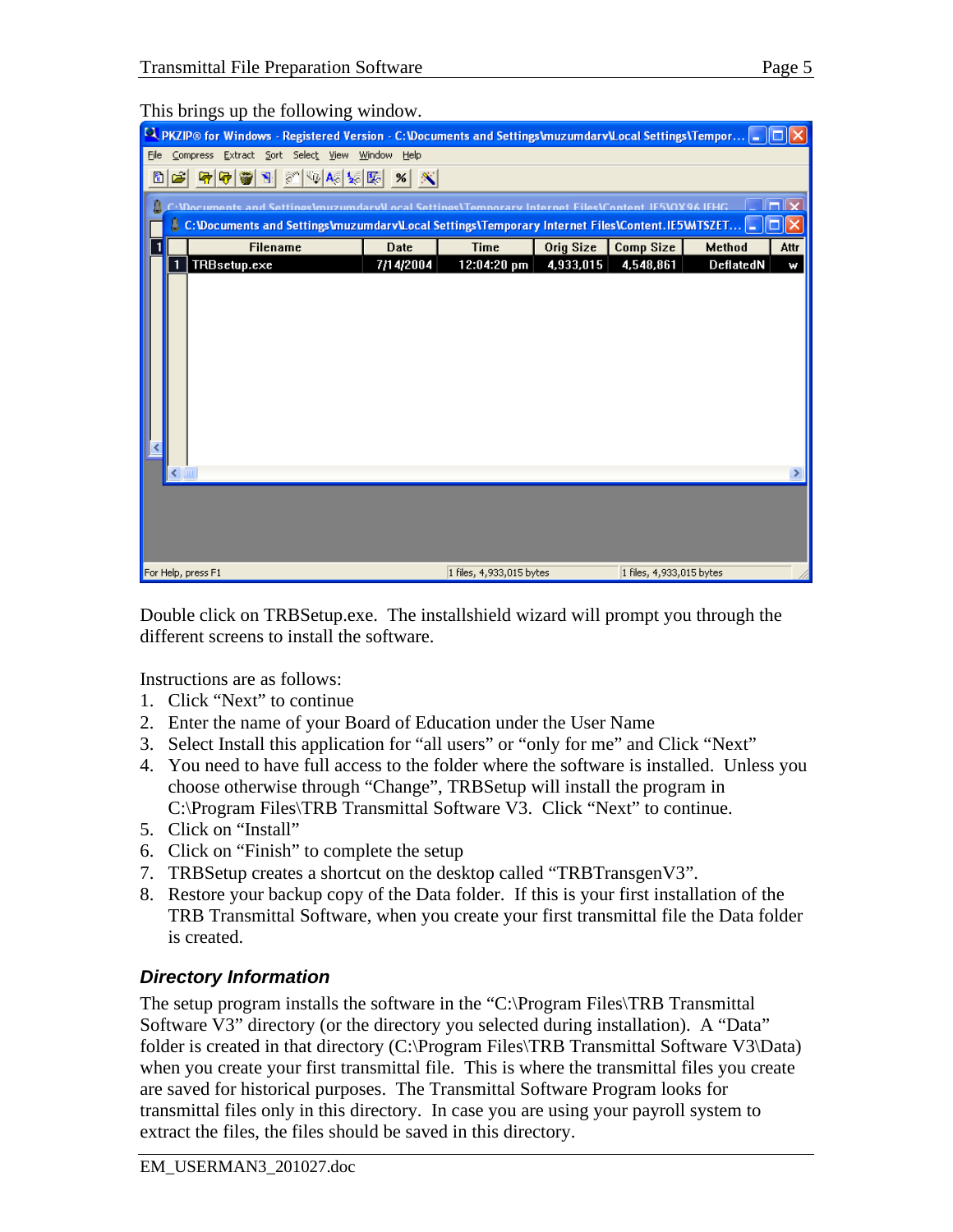This brings up the following window.

Double click on TRBSetup.exe. The installshield wizard will prompt you through the different screens to install the software.

Instructions are as follows:

1. Click "Next" to continue
2. Enter the name of your Board of Education under the User Name
3. Select Install this application for "all users" or "only for me" and Click "Next"
4. You need to have full access to the folder where the software is installed. Unless you choose otherwise through "Change", TRBSetup will install the program in C:\Program Files\TRB Transmittal Software V3. Click "Next" to continue.
5. Click on "Install"
6. Click on "Finish" to complete the setup
7. TRBSetup creates a shortcut on the desktop called "TRBTransgenV3".
8. Restore your backup copy of the Data folder. If this is your first installation of the TRB Transmittal Software, when you create your first transmittal file the Data folder is created.

### *Directory Information*

The setup program installs the software in the "C:\Program Files\TRB Transmittal Software V3" directory (or the directory you selected during installation). A "Data" folder is created in that directory (C:\Program Files\TRB Transmittal Software V3\Data) when you create your first transmittal file. This is where the transmittal files you create are saved for historical purposes. The Transmittal Software Program looks for transmittal files only in this directory. In case you are using your payroll system to extract the files, the files should be saved in this directory.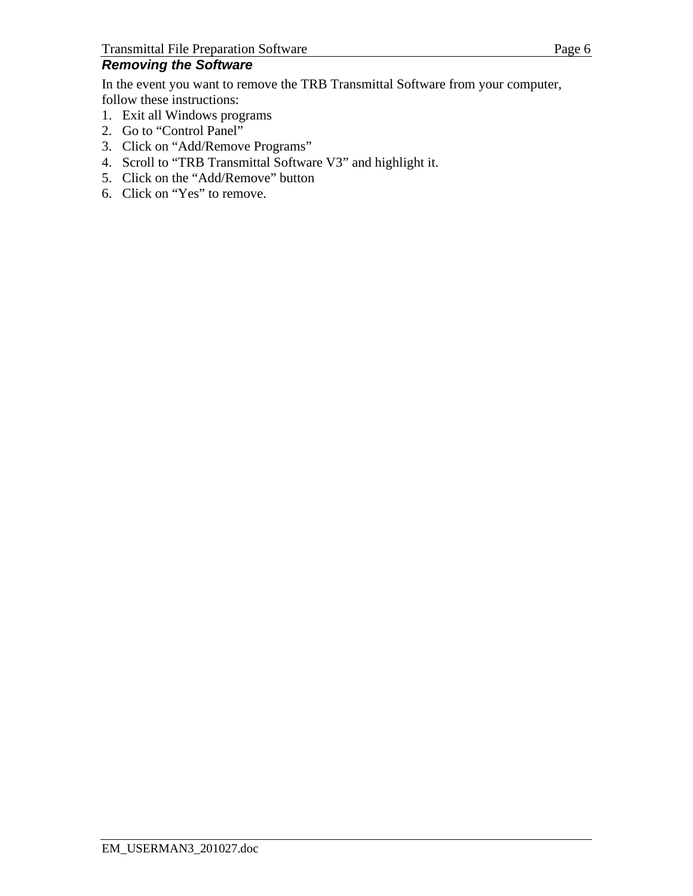### *Removing the Software*

In the event you want to remove the TRB Transmittal Software from your computer, follow these instructions:

1. Exit all Windows programs
2. Go to “Control Panel”
3. Click on “Add/Remove Programs”
4. Scroll to “TRB Transmittal Software V3” and highlight it.
5. Click on the “Add/Remove” button
6. Click on “Yes” to remove.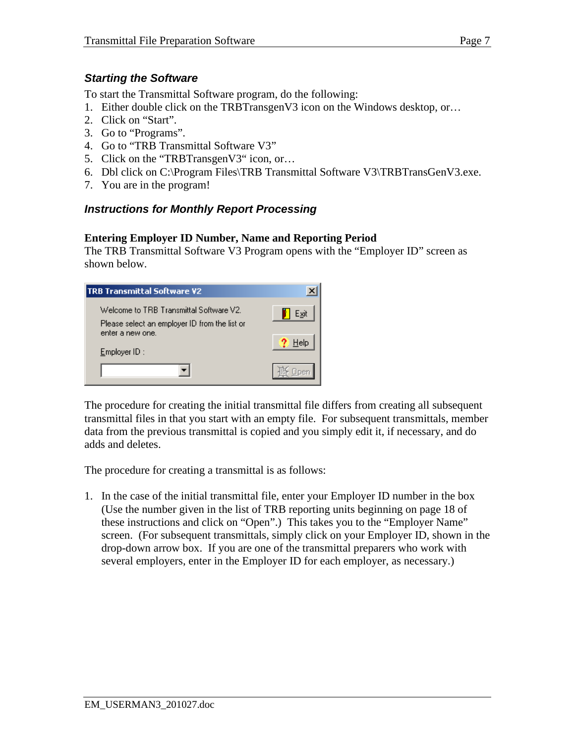### *Starting the Software*

To start the Transmittal Software program, do the following:

1. Either double click on the TRBTransgenV3 icon on the Windows desktop, or…
2. Click on "Start".
3. Go to "Programs".
4. Go to "TRB Transmittal Software V3"
5. Click on the "TRBTransgenV3" icon, or…
6. Dbl click on C:\Program Files\TRB Transmittal Software V3\TRBTransGenV3.exe.
7. You are in the program!

### *Instructions for Monthly Report Processing*

**Entering Employer ID Number, Name and Reporting Period**

The TRB Transmittal Software V3 Program opens with the "Employer ID" screen as shown below.

The procedure for creating the initial transmittal file differs from creating all subsequent transmittal files in that you start with an empty file. For subsequent transmittals, member data from the previous transmittal is copied and you simply edit it, if necessary, and do adds and deletes.

The procedure for creating a transmittal is as follows:

1. In the case of the initial transmittal file, enter your Employer ID number in the box (Use the number given in the list of TRB reporting units beginning on page 18 of these instructions and click on "Open".) This takes you to the "Employer Name" screen. (For subsequent transmittals, simply click on your Employer ID, shown in the drop-down arrow box. If you are one of the transmittal preparers who work with several employers, enter in the Employer ID for each employer, as necessary.)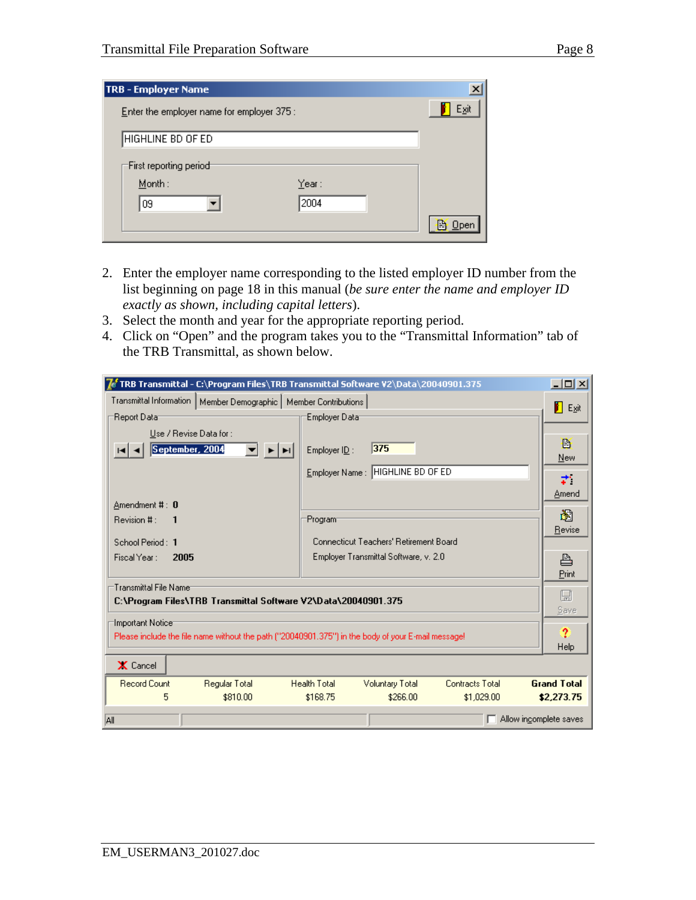2. Enter the employer name corresponding to the listed employer ID number from the list beginning on page 18 in this manual (*be sure enter the name and employer ID exactly as shown, including capital letters*).
3. Select the month and year for the appropriate reporting period.
4. Click on "Open" and the program takes you to the "Transmittal Information" tab of the TRB Transmittal, as shown below.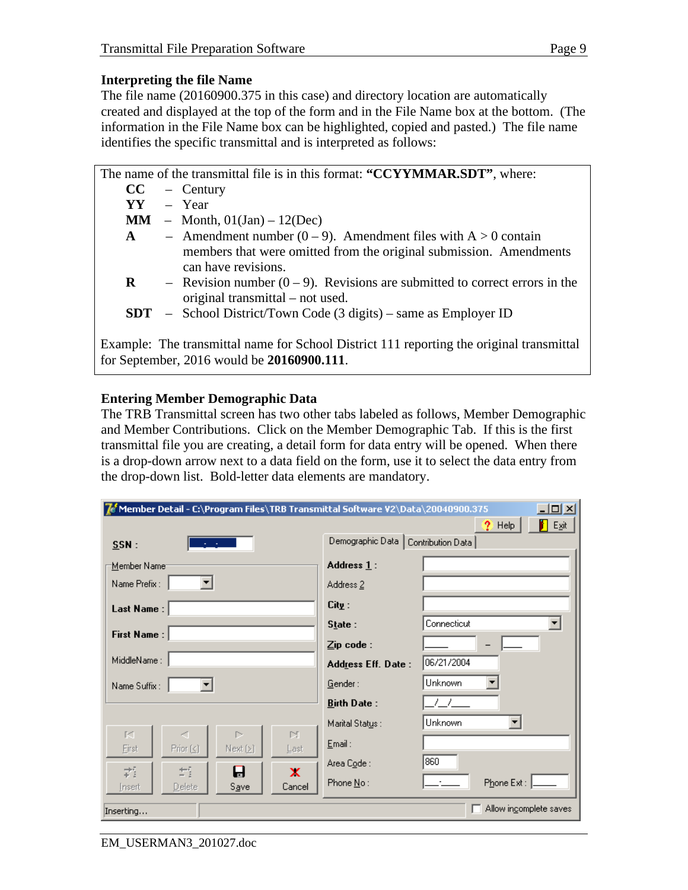### Interpreting the file Name

The file name (20160900.375 in this case) and directory location are automatically created and displayed at the top of the form and in the File Name box at the bottom. (The information in the File Name box can be highlighted, copied and pasted.) The file name identifies the specific transmittal and is interpreted as follows:

The name of the transmittal file is in this format: **"CCYYMMAR.SDT"**, where:

- **CC** – Century
- **YY** – Year
- **MM** – Month, 01(Jan) – 12(Dec)
- **A** – Amendment number (0 – 9). Amendment files with A > 0 contain members that were omitted from the original submission. Amendments can have revisions.
- **R** – Revision number (0 – 9). Revisions are submitted to correct errors in the original transmittal – not used.
- **SDT** – School District/Town Code (3 digits) – same as Employer ID

Example: The transmittal name for School District 111 reporting the original transmittal for September, 2016 would be **20160900.111**.

### Entering Member Demographic Data

The TRB Transmittal screen has two other tabs labeled as follows, Member Demographic and Member Contributions. Click on the Member Demographic Tab. If this is the first transmittal file you are creating, a detail form for data entry will be opened. When there is a drop-down arrow next to a data field on the form, use it to select the data entry from the drop-down list. Bold-letter data elements are mandatory.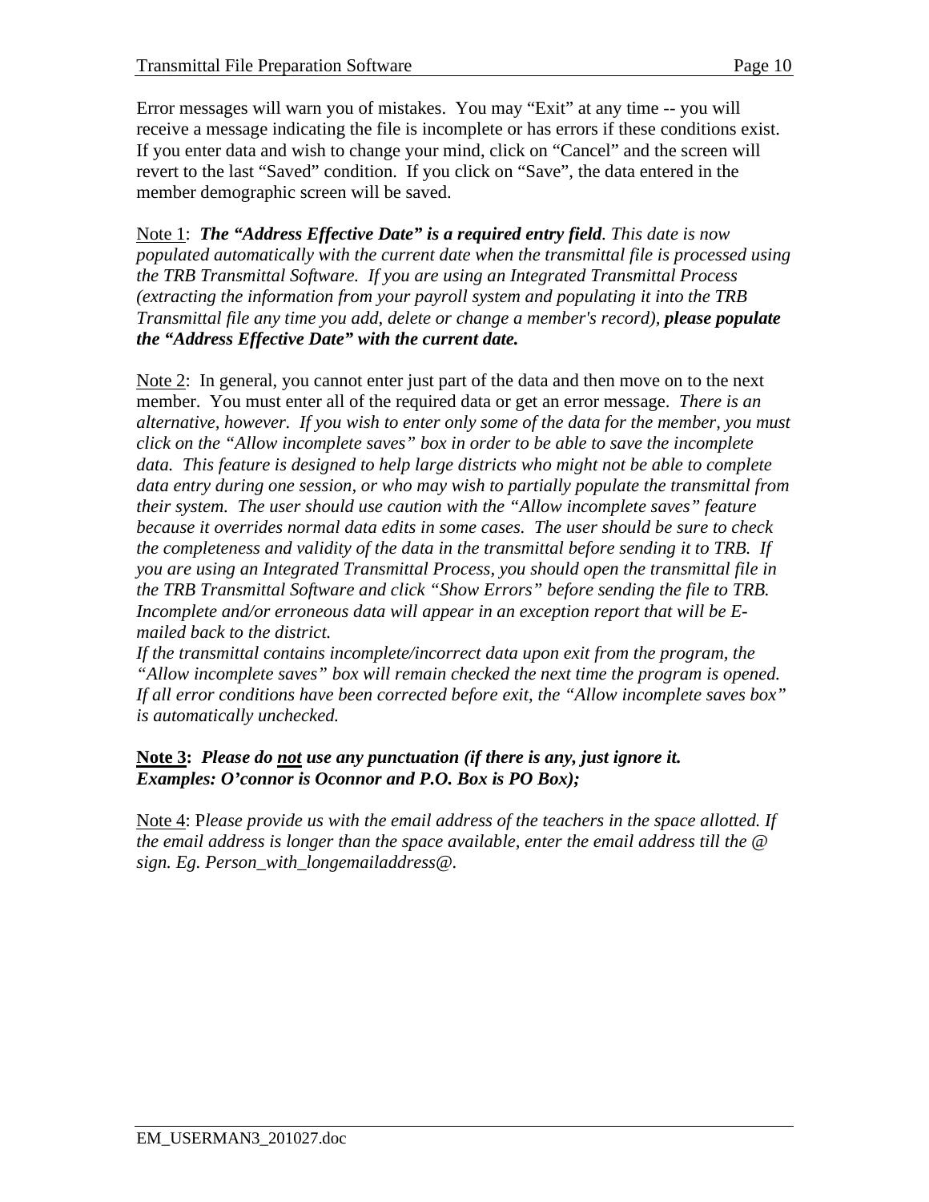Error messages will warn you of mistakes. You may "Exit" at any time -- you will receive a message indicating the file is incomplete or has errors if these conditions exist. If you enter data and wish to change your mind, click on "Cancel" and the screen will revert to the last "Saved" condition. If you click on "Save", the data entered in the member demographic screen will be saved.

<u>Note 1</u>: ***The "Address Effective Date" is a required entry field****. This date is now populated automatically with the current date when the transmittal file is processed using the TRB Transmittal Software. If you are using an Integrated Transmittal Process (extracting the information from your payroll system and populating it into the TRB Transmittal file any time you add, delete or change a member's record),* ***please populate the "Address Effective Date" with the current date.***

<u>Note 2</u>: In general, you cannot enter just part of the data and then move on to the next member. You must enter all of the required data or get an error message. *There is an alternative, however. If you wish to enter only some of the data for the member, you must click on the "Allow incomplete saves" box in order to be able to save the incomplete data. This feature is designed to help large districts who might not be able to complete data entry during one session, or who may wish to partially populate the transmittal from their system. The user should use caution with the "Allow incomplete saves" feature because it overrides normal data edits in some cases. The user should be sure to check the completeness and validity of the data in the transmittal before sending it to TRB. If you are using an Integrated Transmittal Process, you should open the transmittal file in the TRB Transmittal Software and click "Show Errors" before sending the file to TRB. Incomplete and/or erroneous data will appear in an exception report that will be E-mailed back to the district.*
*If the transmittal contains incomplete/incorrect data upon exit from the program, the "Allow incomplete saves" box will remain checked the next time the program is opened. If all error conditions have been corrected before exit, the "Allow incomplete saves box" is automatically unchecked.*

**<u>Note 3</u>:** ***Please do <u>not</u> use any punctuation (if there is any, just ignore it. Examples: O'connor is Oconnor and P.O. Box is PO Box);***

<u>Note 4</u>: P*lease provide us with the email address of the teachers in the space allotted. If the email address is longer than the space available, enter the email address till the @ sign. Eg. Person_with_longemailaddress@.*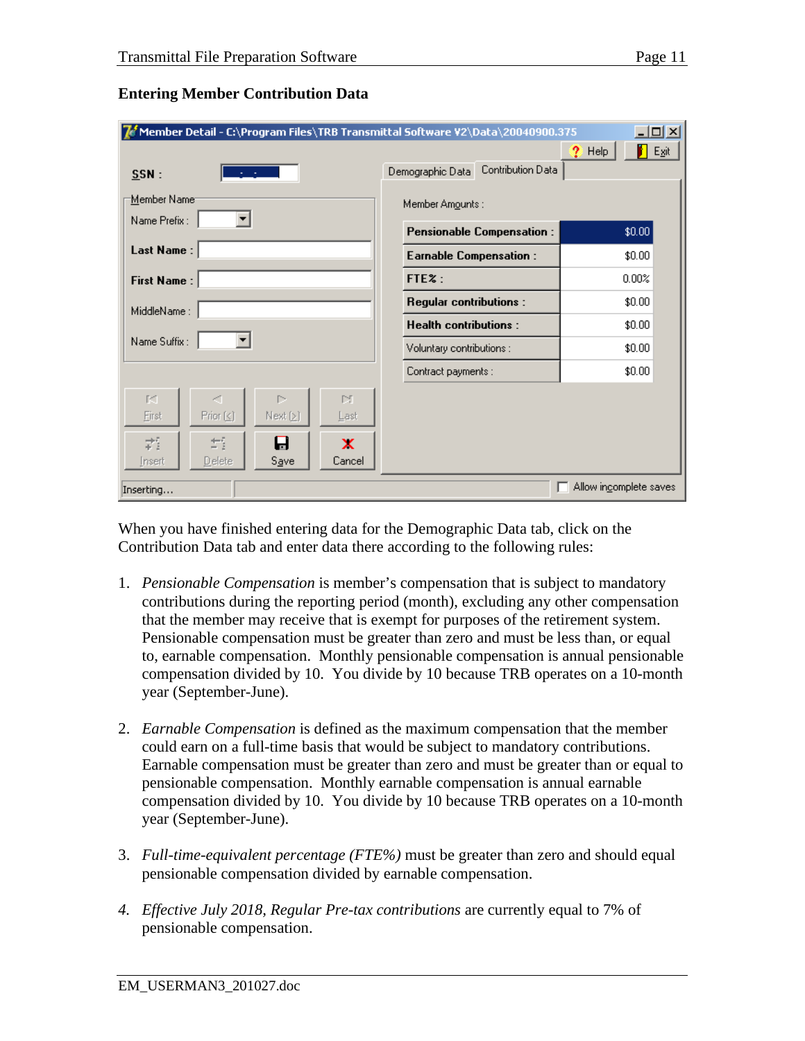### Entering Member Contribution Data

When you have finished entering data for the Demographic Data tab, click on the Contribution Data tab and enter data there according to the following rules:

1. *Pensionable Compensation* is member's compensation that is subject to mandatory contributions during the reporting period (month), excluding any other compensation that the member may receive that is exempt for purposes of the retirement system. Pensionable compensation must be greater than zero and must be less than, or equal to, earnable compensation. Monthly pensionable compensation is annual pensionable compensation divided by 10. You divide by 10 because TRB operates on a 10-month year (September-June).

2. *Earnable Compensation* is defined as the maximum compensation that the member could earn on a full-time basis that would be subject to mandatory contributions. Earnable compensation must be greater than zero and must be greater than or equal to pensionable compensation. Monthly earnable compensation is annual earnable compensation divided by 10. You divide by 10 because TRB operates on a 10-month year (September-June).

3. *Full-time-equivalent percentage (FTE%)* must be greater than zero and should equal pensionable compensation divided by earnable compensation.

4. *Effective July 2018, Regular Pre-tax contributions* are currently equal to 7% of pensionable compensation.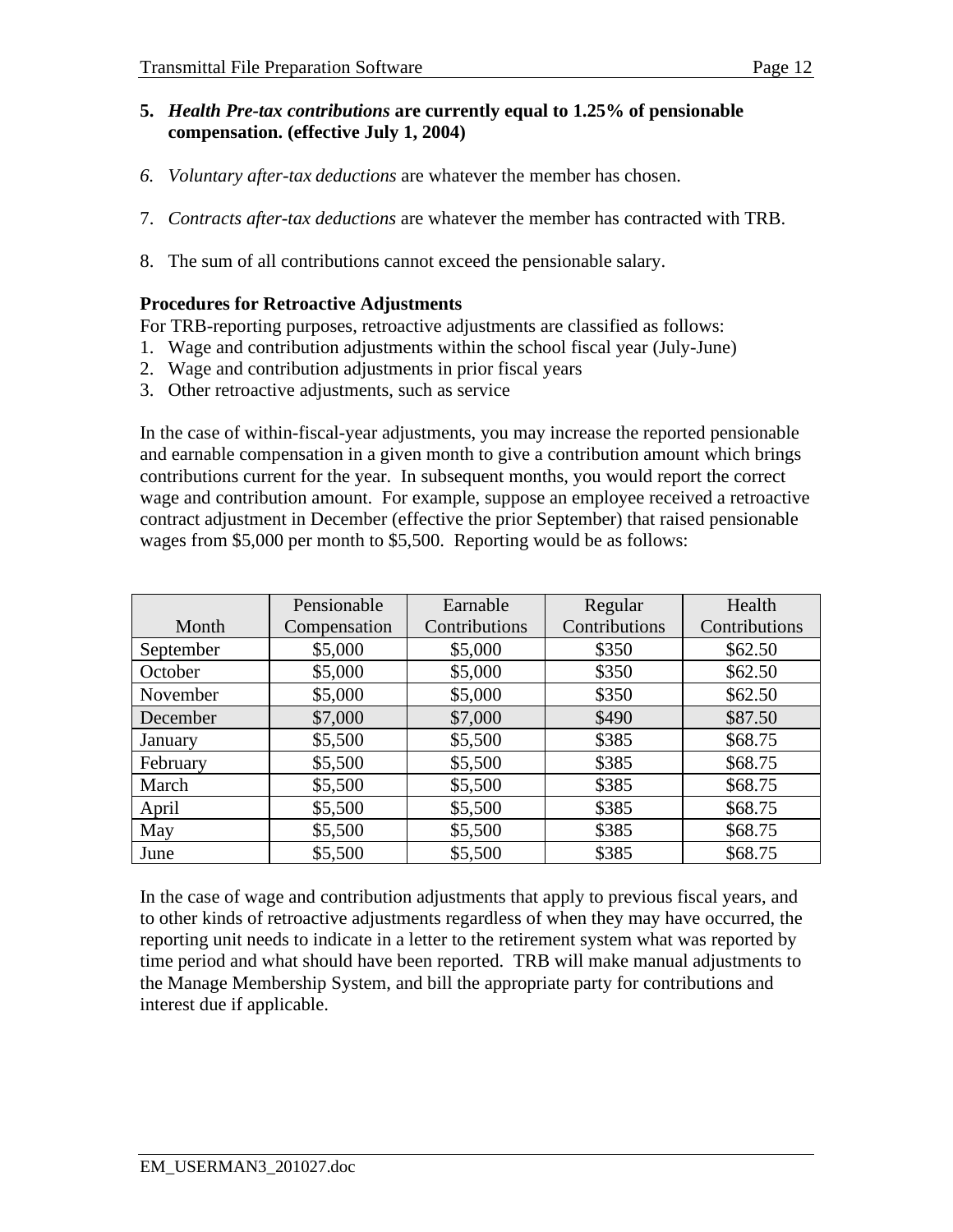5. ***Health Pre-tax contributions* are currently equal to 1.25% of pensionable compensation. (effective July 1, 2004)**

6. *Voluntary after-tax deductions* are whatever the member has chosen.

7. *Contracts after-tax deductions* are whatever the member has contracted with TRB.

8. The sum of all contributions cannot exceed the pensionable salary.

**Procedures for Retroactive Adjustments**

For TRB-reporting purposes, retroactive adjustments are classified as follows:

1. Wage and contribution adjustments within the school fiscal year (July-June)
2. Wage and contribution adjustments in prior fiscal years
3. Other retroactive adjustments, such as service

In the case of within-fiscal-year adjustments, you may increase the reported pensionable and earnable compensation in a given month to give a contribution amount which brings contributions current for the year. In subsequent months, you would report the correct wage and contribution amount. For example, suppose an employee received a retroactive contract adjustment in December (effective the prior September) that raised pensionable wages from $5,000 per month to $5,500. Reporting would be as follows:

| Month | Pensionable Compensation | Earnable Contributions | Regular Contributions | Health Contributions |
|---|---|---|---|---|
| September | $5,000 | $5,000 | $350 | $62.50 |
| October | $5,000 | $5,000 | $350 | $62.50 |
| November | $5,000 | $5,000 | $350 | $62.50 |
| December | $7,000 | $7,000 | $490 | $87.50 |
| January | $5,500 | $5,500 | $385 | $68.75 |
| February | $5,500 | $5,500 | $385 | $68.75 |
| March | $5,500 | $5,500 | $385 | $68.75 |
| April | $5,500 | $5,500 | $385 | $68.75 |
| May | $5,500 | $5,500 | $385 | $68.75 |
| June | $5,500 | $5,500 | $385 | $68.75 |

In the case of wage and contribution adjustments that apply to previous fiscal years, and to other kinds of retroactive adjustments regardless of when they may have occurred, the reporting unit needs to indicate in a letter to the retirement system what was reported by time period and what should have been reported. TRB will make manual adjustments to the Manage Membership System, and bill the appropriate party for contributions and interest due if applicable.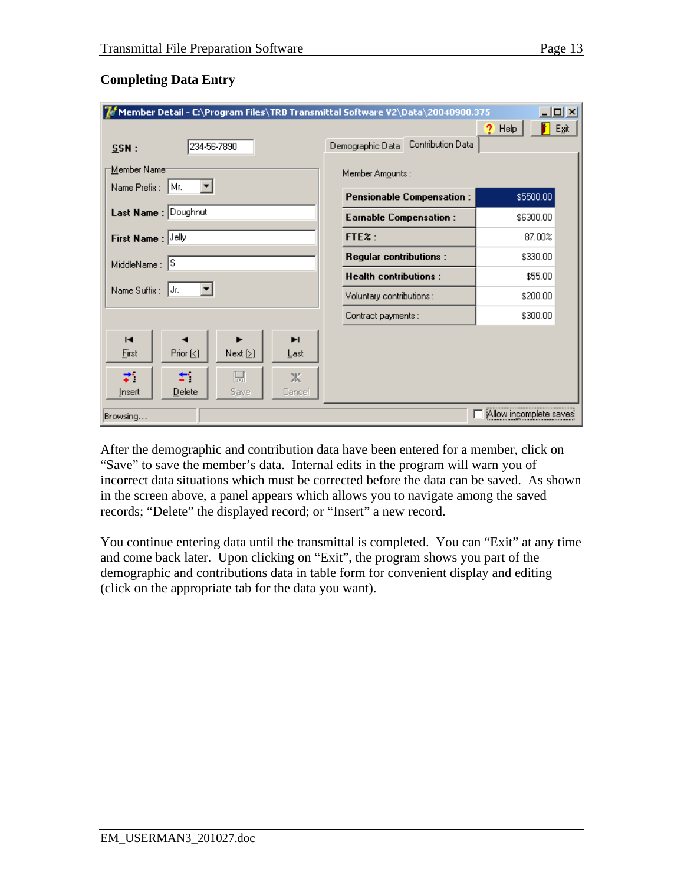## Completing Data Entry

After the demographic and contribution data have been entered for a member, click on "Save" to save the member's data. Internal edits in the program will warn you of incorrect data situations which must be corrected before the data can be saved. As shown in the screen above, a panel appears which allows you to navigate among the saved records; "Delete" the displayed record; or "Insert" a new record.

You continue entering data until the transmittal is completed. You can "Exit" at any time and come back later. Upon clicking on "Exit", the program shows you part of the demographic and contributions data in table form for convenient display and editing (click on the appropriate tab for the data you want).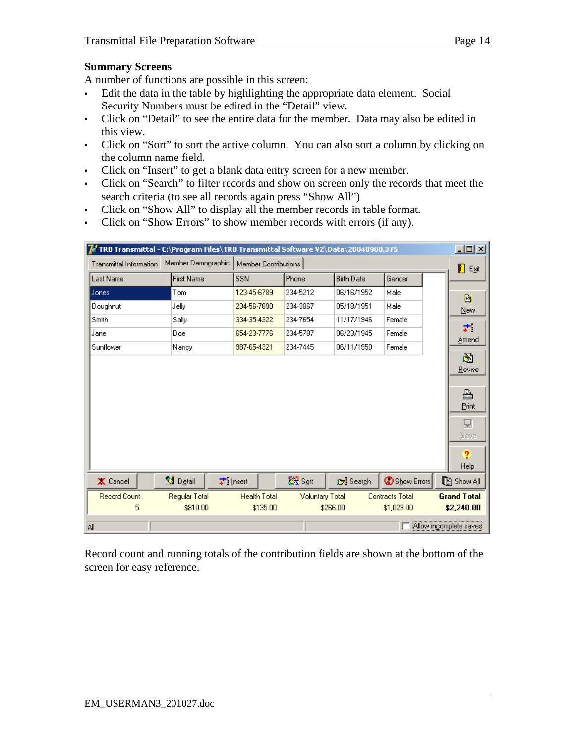**Summary Screens**

A number of functions are possible in this screen:

- Edit the data in the table by highlighting the appropriate data element. Social Security Numbers must be edited in the "Detail" view.
- Click on "Detail" to see the entire data for the member. Data may also be edited in this view.
- Click on "Sort" to sort the active column. You can also sort a column by clicking on the column name field.
- Click on "Insert" to get a blank data entry screen for a new member.
- Click on "Search" to filter records and show on screen only the records that meet the search criteria (to see all records again press "Show All")
- Click on "Show All" to display all the member records in table format.
- Click on "Show Errors" to show member records with errors (if any).

TRB Transmittal - C:\Program Files\TRB Transmittal Software V2\Data\20040900.375

Transmittal Information | Member Demographic | Member Contributions

| Last Name | First Name | SSN | Phone | Birth Date | Gender |
|---|---|---|---|---|---|
| Jones | Tom | 123-45-6789 | 234-5212 | 06/16/1952 | Male |
| Doughnut | Jelly | 234-56-7890 | 234-3867 | 05/18/1951 | Male |
| Smith | Sally | 334-35-4322 | 234-7654 | 11/17/1946 | Female |
| Jane | Doe | 654-23-7776 | 234-5787 | 06/23/1945 | Female |
| Sunflower | Nancy | 987-65-4321 | 234-7445 | 06/11/1950 | Female |

Exit | New | Amend | Revise | Print | Save | Help

Cancel | Detail | Insert | Sort | Search | Show Errors | Show All

| Record Count | Regular Total | Health Total | Voluntary Total | Contracts Total | **Grand Total** |
|---|---|---|---|---|---|
| 5 | $810.00 | $135.00 | $266.00 | $1,029.00 | **$2,240.00** |

All | Allow incomplete saves

Record count and running totals of the contribution fields are shown at the bottom of the screen for easy reference.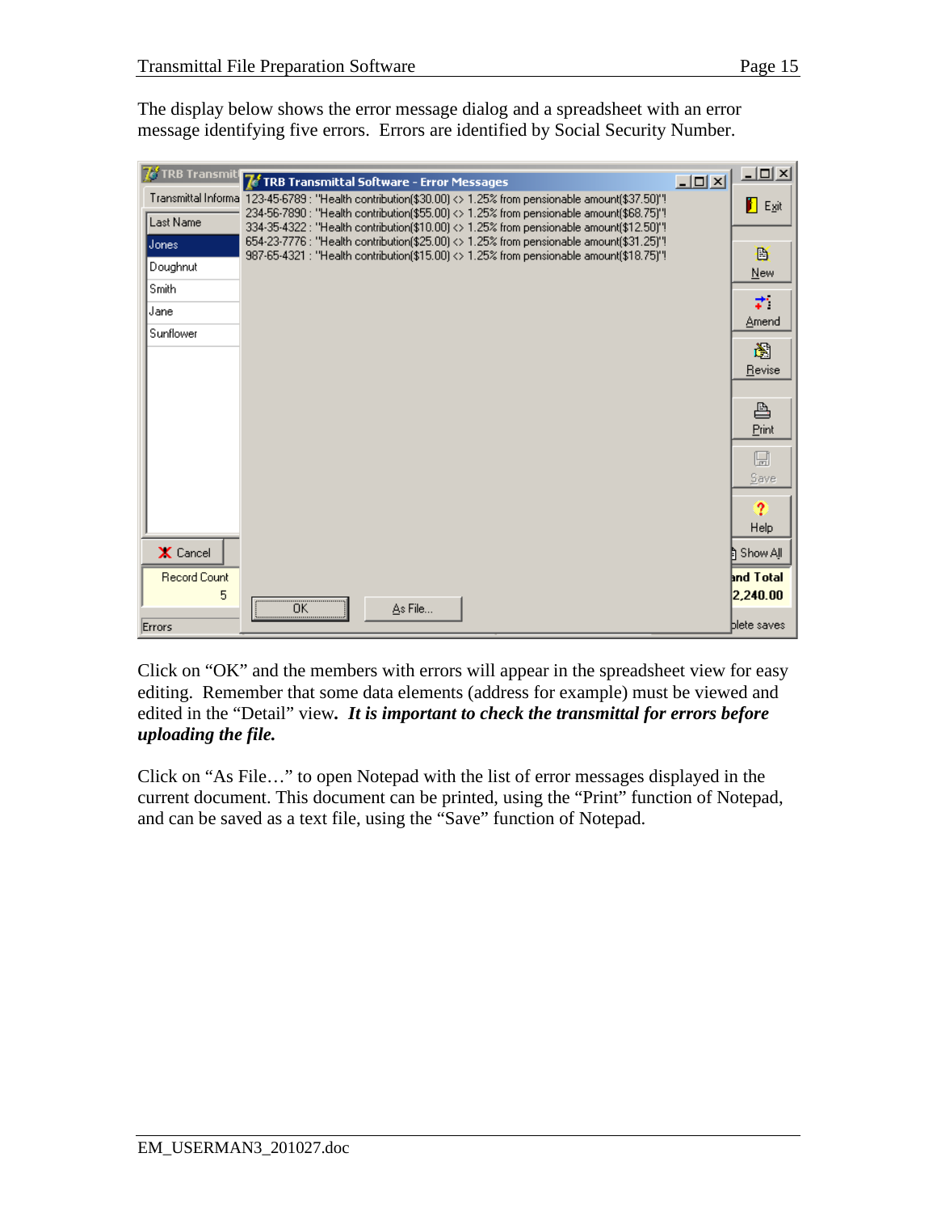The display below shows the error message dialog and a spreadsheet with an error message identifying five errors. Errors are identified by Social Security Number.

Click on “OK” and the members with errors will appear in the spreadsheet view for easy editing. Remember that some data elements (address for example) must be viewed and edited in the “Detail” view. ***It is important to check the transmittal for errors before uploading the file.***

Click on “As File…” to open Notepad with the list of error messages displayed in the current document. This document can be printed, using the “Print” function of Notepad, and can be saved as a text file, using the “Save” function of Notepad.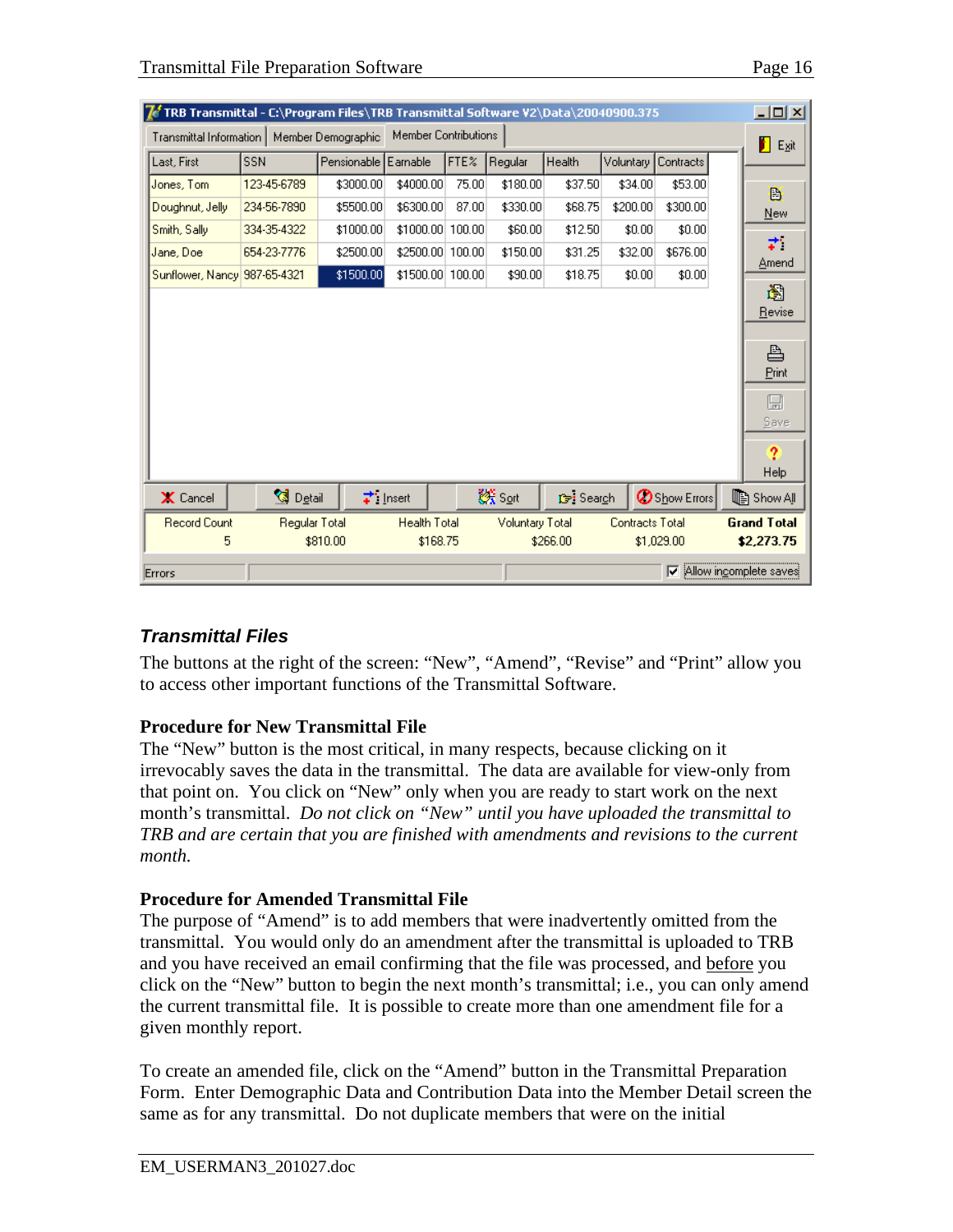TRB Transmittal - C:\Program Files\TRB Transmittal Software V2\Data\20040900.375

Transmittal Information | Member Demographic | Member Contributions

| Last, First | SSN | Pensionable | Earnable | FTE% | Regular | Health | Voluntary | Contracts |
|---|---|---|---|---|---|---|---|---|
| Jones, Tom | 123-45-6789 | $3000.00 | $4000.00 | 75.00 | $180.00 | $37.50 | $34.00 | $53.00 |
| Doughnut, Jelly | 234-56-7890 | $5500.00 | $6300.00 | 87.00 | $330.00 | $68.75 | $200.00 | $300.00 |
| Smith, Sally | 334-35-4322 | $1000.00 | $1000.00 | 100.00 | $60.00 | $12.50 | $0.00 | $0.00 |
| Jane, Doe | 654-23-7776 | $2500.00 | $2500.00 | 100.00 | $150.00 | $31.25 | $32.00 | $676.00 |
| Sunflower, Nancy | 987-65-4321 | $1500.00 | $1500.00 | 100.00 | $90.00 | $18.75 | $0.00 | $0.00 |

| Record Count | Regular Total | Health Total | Voluntary Total | Contracts Total | Grand Total |
|---|---|---|---|---|---|
| 5 | $810.00 | $168.75 | $266.00 | $1,029.00 | **$2,273.75** |

Exit | New | Amend | Revise | Print | Save | Help

Cancel | Detail | Insert | Sort | Search | Show Errors | Show All

Errors | Allow incomplete saves

### *Transmittal Files*

The buttons at the right of the screen: “New”, “Amend”, “Revise” and “Print” allow you to access other important functions of the Transmittal Software.

**Procedure for New Transmittal File**

The “New” button is the most critical, in many respects, because clicking on it irrevocably saves the data in the transmittal. The data are available for view-only from that point on. You click on “New” only when you are ready to start work on the next month’s transmittal. *Do not click on “New” until you have uploaded the transmittal to TRB and are certain that you are finished with amendments and revisions to the current month.*

**Procedure for Amended Transmittal File**

The purpose of “Amend” is to add members that were inadvertently omitted from the transmittal. You would only do an amendment after the transmittal is uploaded to TRB and you have received an email confirming that the file was processed, and <u>before</u> you click on the “New” button to begin the next month’s transmittal; i.e., you can only amend the current transmittal file. It is possible to create more than one amendment file for a given monthly report.

To create an amended file, click on the “Amend” button in the Transmittal Preparation Form. Enter Demographic Data and Contribution Data into the Member Detail screen the same as for any transmittal. Do not duplicate members that were on the initial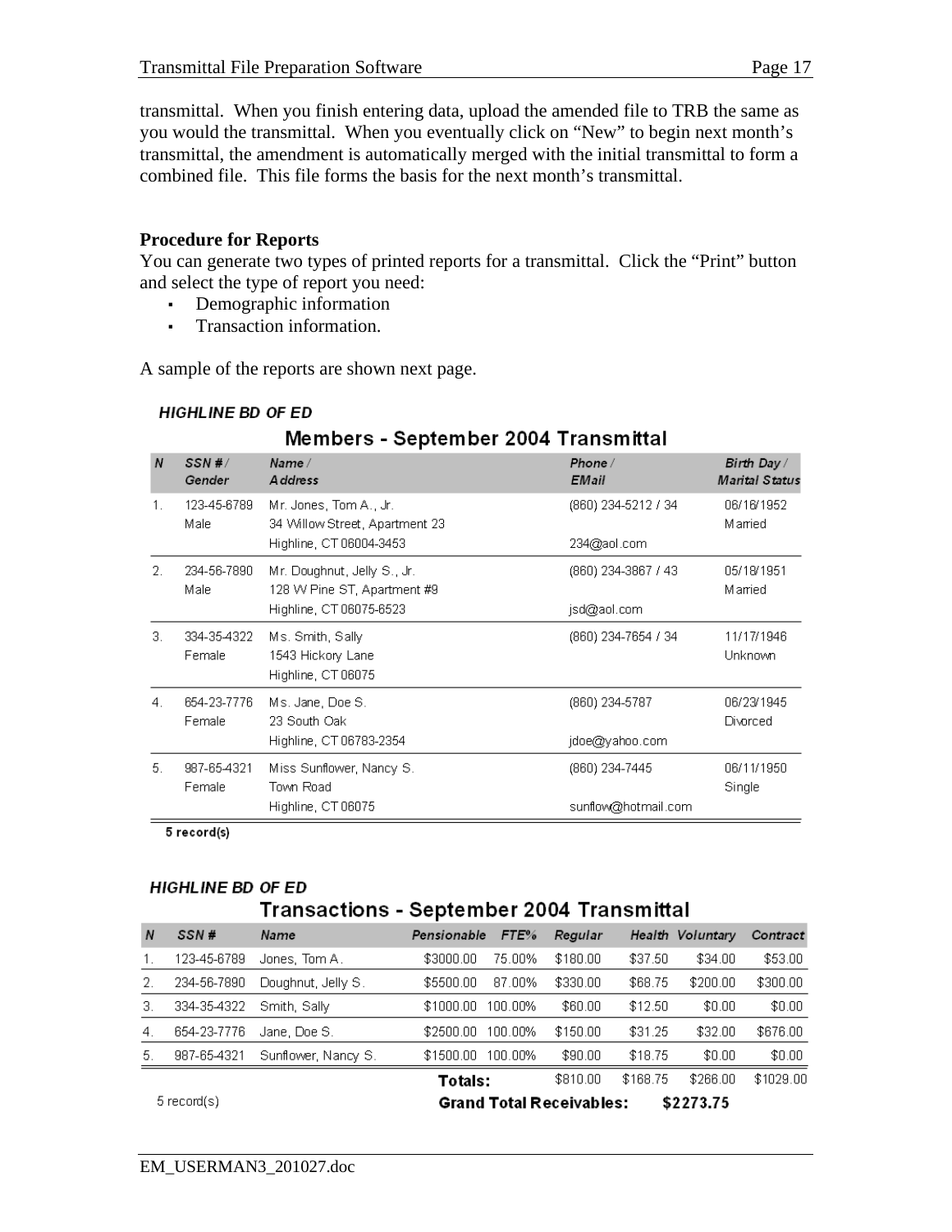transmittal. When you finish entering data, upload the amended file to TRB the same as you would the transmittal. When you eventually click on "New" to begin next month's transmittal, the amendment is automatically merged with the initial transmittal to form a combined file. This file forms the basis for the next month's transmittal.

**Procedure for Reports**

You can generate two types of printed reports for a transmittal. Click the "Print" button and select the type of report you need:

- Demographic information
- Transaction information.

A sample of the reports are shown next page.

***HIGHLINE BD OF ED***

**Members - September 2004 Transmittal**

| N | SSN # / Gender | Name / Address | Phone / EMail | Birth Day / Marital Status |
|---|---|---|---|---|
| 1. | 123-45-6789<br>Male | Mr. Jones, Tom A., Jr.<br>34 Willow Street, Apartment 23<br>Highline, CT 06004-3453 | (860) 234-5212 / 34<br><br>234@aol.com | 06/16/1952<br>Married |
| 2. | 234-56-7890<br>Male | Mr. Doughnut, Jelly S., Jr.<br>128 W Pine ST, Apartment #9<br>Highline, CT 06075-6523 | (860) 234-3867 / 43<br><br>jsd@aol.com | 05/18/1951<br>Married |
| 3. | 334-35-4322<br>Female | Ms. Smith, Sally<br>1543 Hickory Lane<br>Highline, CT 06075 | (860) 234-7654 / 34 | 11/17/1946<br>Unknown |
| 4. | 654-23-7776<br>Female | Ms. Jane, Doe S.<br>23 South Oak<br>Highline, CT 06783-2354 | (860) 234-5787<br><br>jdoe@yahoo.com | 06/23/1945<br>Divorced |
| 5. | 987-65-4321<br>Female | Miss Sunflower, Nancy S.<br>Town Road<br>Highline, CT 06075 | (860) 234-7445<br><br>sunflow@hotmail.com | 06/11/1950<br>Single |

**5 record(s)**

***HIGHLINE BD OF ED***

**Transactions - September 2004 Transmittal**

| N | SSN # | Name | Pensionable | FTE% | Regular | Health | Voluntary | Contract |
|---|---|---|---|---|---|---|---|---|
| 1. | 123-45-6789 | Jones, Tom A. | $3000.00 | 75.00% | $180.00 | $37.50 | $34.00 | $53.00 |
| 2. | 234-56-7890 | Doughnut, Jelly S. | $5500.00 | 87.00% | $330.00 | $68.75 | $200.00 | $300.00 |
| 3. | 334-35-4322 | Smith, Sally | $1000.00 | 100.00% | $60.00 | $12.50 | $0.00 | $0.00 |
| 4. | 654-23-7776 | Jane, Doe S. | $2500.00 | 100.00% | $150.00 | $31.25 | $32.00 | $676.00 |
| 5. | 987-65-4321 | Sunflower, Nancy S. | $1500.00 | 100.00% | $90.00 | $18.75 | $0.00 | $0.00 |
| | | | **Totals:** | | $810.00 | $168.75 | $266.00 | $1029.00 |

5 record(s) **Grand Total Receivables: $2273.75**

EM_USERMAN3_201027.doc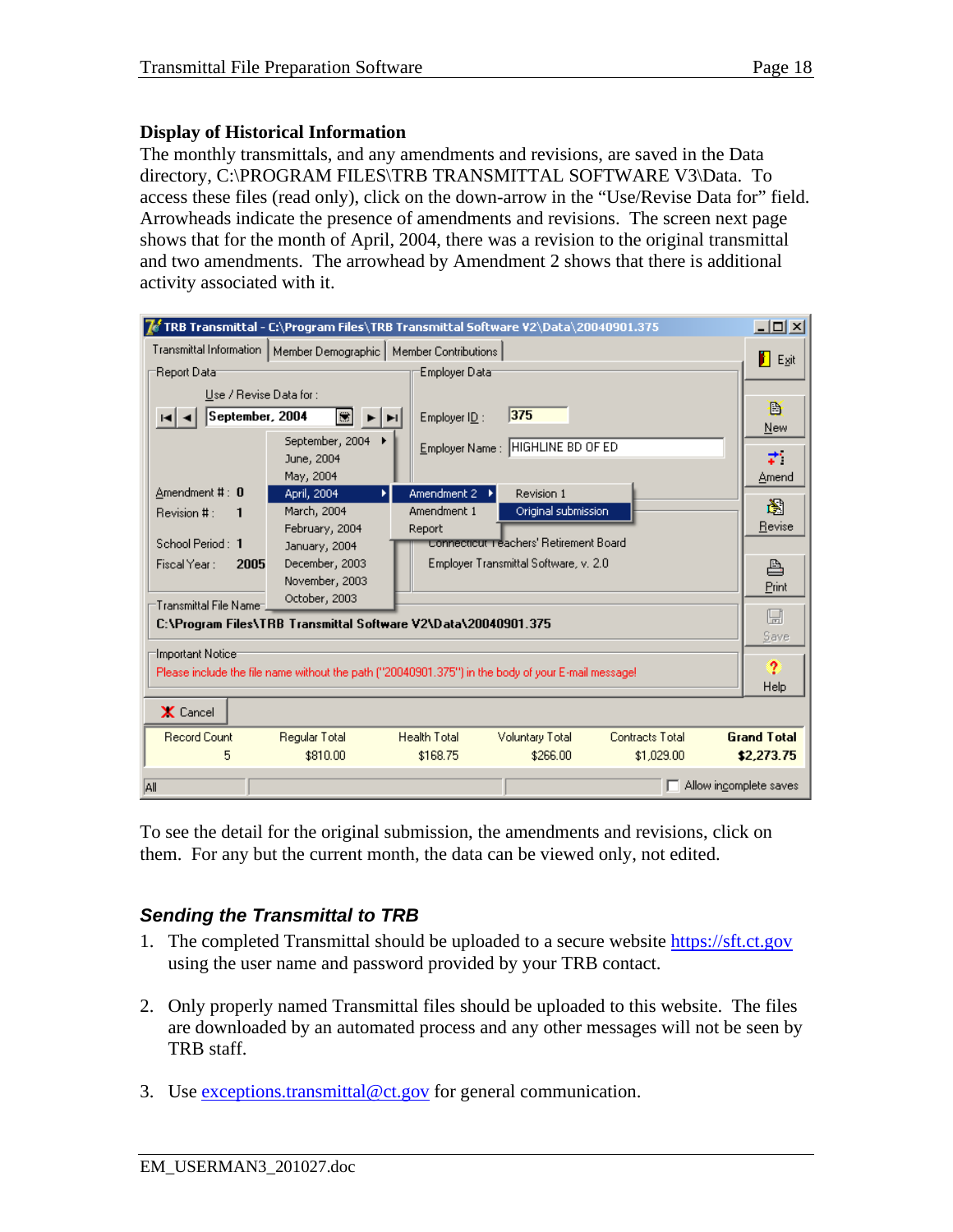### Display of Historical Information

The monthly transmittals, and any amendments and revisions, are saved in the Data directory, C:\PROGRAM FILES\TRB TRANSMITTAL SOFTWARE V3\Data. To access these files (read only), click on the down-arrow in the "Use/Revise Data for" field. Arrowheads indicate the presence of amendments and revisions. The screen next page shows that for the month of April, 2004, there was a revision to the original transmittal and two amendments. The arrowhead by Amendment 2 shows that there is additional activity associated with it.

To see the detail for the original submission, the amendments and revisions, click on them. For any but the current month, the data can be viewed only, not edited.

### *Sending the Transmittal to TRB*

1. The completed Transmittal should be uploaded to a secure website https://sft.ct.gov using the user name and password provided by your TRB contact.

2. Only properly named Transmittal files should be uploaded to this website. The files are downloaded by an automated process and any other messages will not be seen by TRB staff.

3. Use exceptions.transmittal@ct.gov for general communication.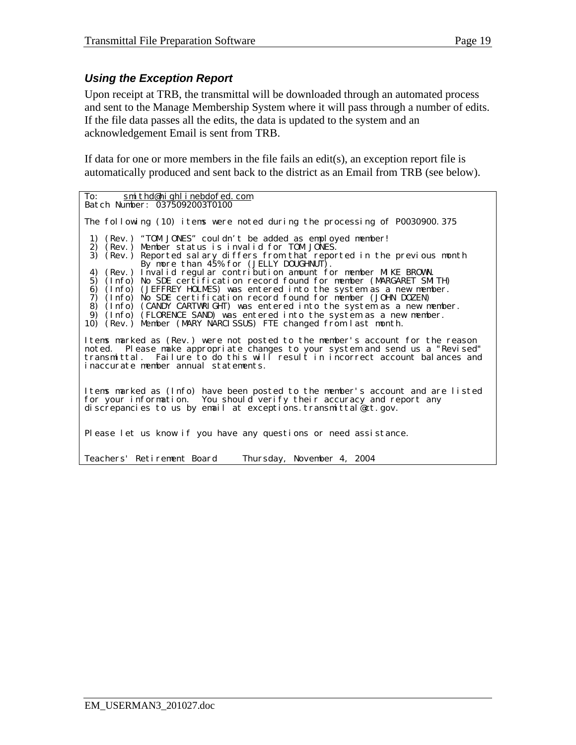### *Using the Exception Report*

Upon receipt at TRB, the transmittal will be downloaded through an automated process and sent to the Manage Membership System where it will pass through a number of edits. If the file data passes all the edits, the data is updated to the system and an acknowledgement Email is sent from TRB.

If data for one or more members in the file fails an edit(s), an exception report file is automatically produced and sent back to the district as an Email from TRB (see below).

```
To:     smithd@highlinebdofed.com
Batch Number: 0375092003T0100

The following (10) items were noted during the processing of P0030900.375

 1) (Rev.) "TOM JONES" couldn't be added as employed member!
 2) (Rev.) Member status is invalid for TOM JONES.
 3) (Rev.) Reported salary differs from that reported in the previous month
           By more than 45% for (JELLY DOUGHNUT).
 4) (Rev.) Invalid regular contribution amount for member MIKE BROWN.
 5) (Info) No SDE certification record found for member (MARGARET SMITH)
 6) (Info) (JEFFREY HOLMES) was entered into the system as a new member.
 7) (Info) No SDE certification record found for member (JOHN DOZEN)
 8) (Info) (CANDY CARTWRIGHT) was entered into the system as a new member.
 9) (Info) (FLORENCE SAND) was entered into the system as a new member.
10) (Rev.) Member (MARY NARCISSUS) FTE changed from last month.

Items marked as (Rev.) were not posted to the member's account for the reason
noted.  Please make appropriate changes to your system and send us a "Revised"
transmittal.  Failure to do this will result in incorrect account balances and
inaccurate member annual statements.


Items marked as (Info) have been posted to the member's account and are listed
for your information.  You should verify their accuracy and report any
discrepancies to us by email at exceptions.transmittal@ct.gov.


Please let us know if you have any questions or need assistance.


Teachers' Retirement Board     Thursday, November 4, 2004
```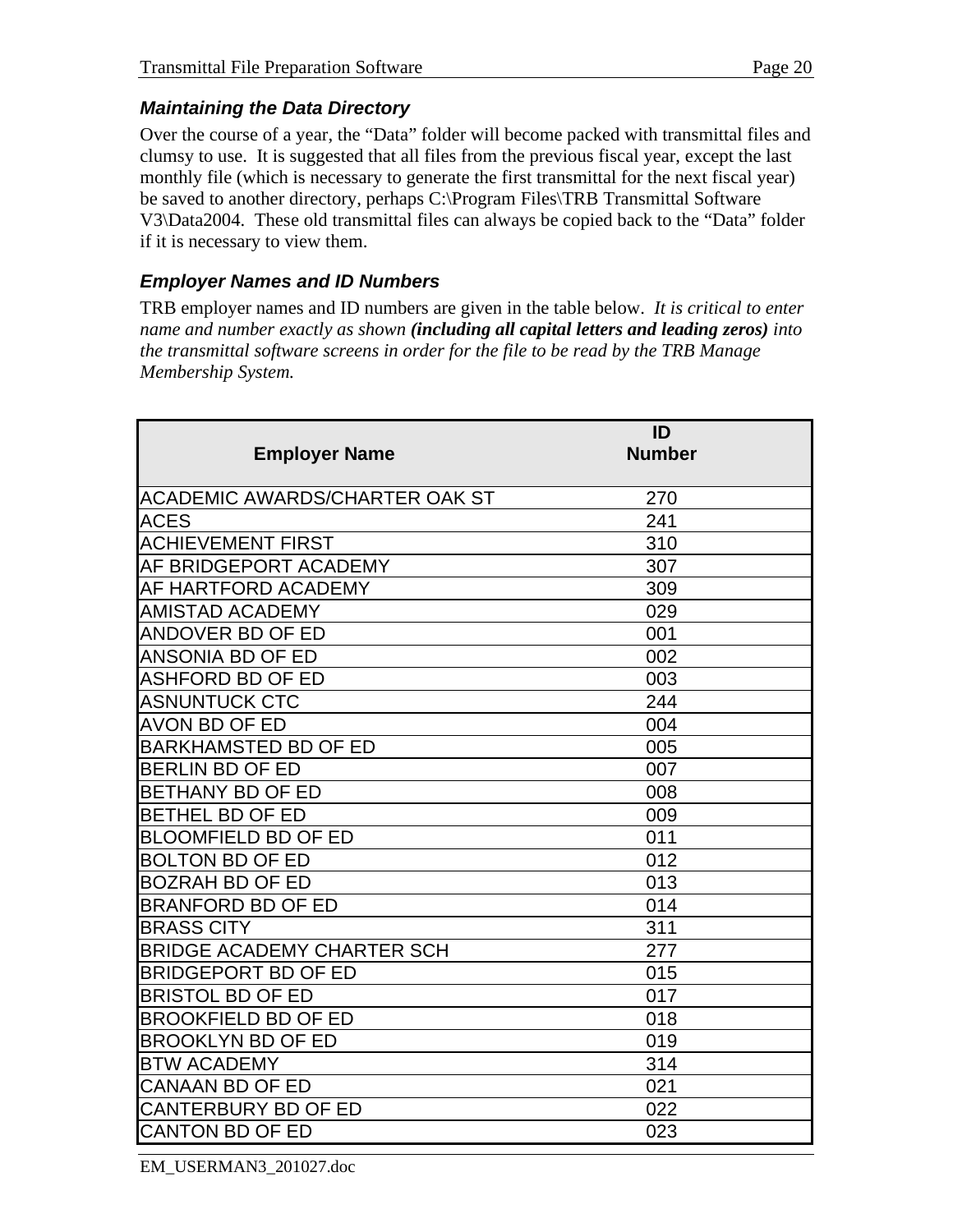### *Maintaining the Data Directory*

Over the course of a year, the “Data” folder will become packed with transmittal files and clumsy to use. It is suggested that all files from the previous fiscal year, except the last monthly file (which is necessary to generate the first transmittal for the next fiscal year) be saved to another directory, perhaps C:\Program Files\TRB Transmittal Software V3\Data2004. These old transmittal files can always be copied back to the “Data” folder if it is necessary to view them.

### *Employer Names and ID Numbers*

TRB employer names and ID numbers are given in the table below. *It is critical to enter name and number exactly as shown* ***(including all capital letters and leading zeros)*** *into the transmittal software screens in order for the file to be read by the TRB Manage Membership System.*

| Employer Name | ID Number |
|---|---|
| ACADEMIC AWARDS/CHARTER OAK ST | 270 |
| ACES | 241 |
| ACHIEVEMENT FIRST | 310 |
| AF BRIDGEPORT ACADEMY | 307 |
| AF HARTFORD ACADEMY | 309 |
| AMISTAD ACADEMY | 029 |
| ANDOVER BD OF ED | 001 |
| ANSONIA BD OF ED | 002 |
| ASHFORD BD OF ED | 003 |
| ASNUNTUCK CTC | 244 |
| AVON BD OF ED | 004 |
| BARKHAMSTED BD OF ED | 005 |
| BERLIN BD OF ED | 007 |
| BETHANY BD OF ED | 008 |
| BETHEL BD OF ED | 009 |
| BLOOMFIELD BD OF ED | 011 |
| BOLTON BD OF ED | 012 |
| BOZRAH BD OF ED | 013 |
| BRANFORD BD OF ED | 014 |
| BRASS CITY | 311 |
| BRIDGE ACADEMY CHARTER SCH | 277 |
| BRIDGEPORT BD OF ED | 015 |
| BRISTOL BD OF ED | 017 |
| BROOKFIELD BD OF ED | 018 |
| BROOKLYN BD OF ED | 019 |
| BTW ACADEMY | 314 |
| CANAAN BD OF ED | 021 |
| CANTERBURY BD OF ED | 022 |
| CANTON BD OF ED | 023 |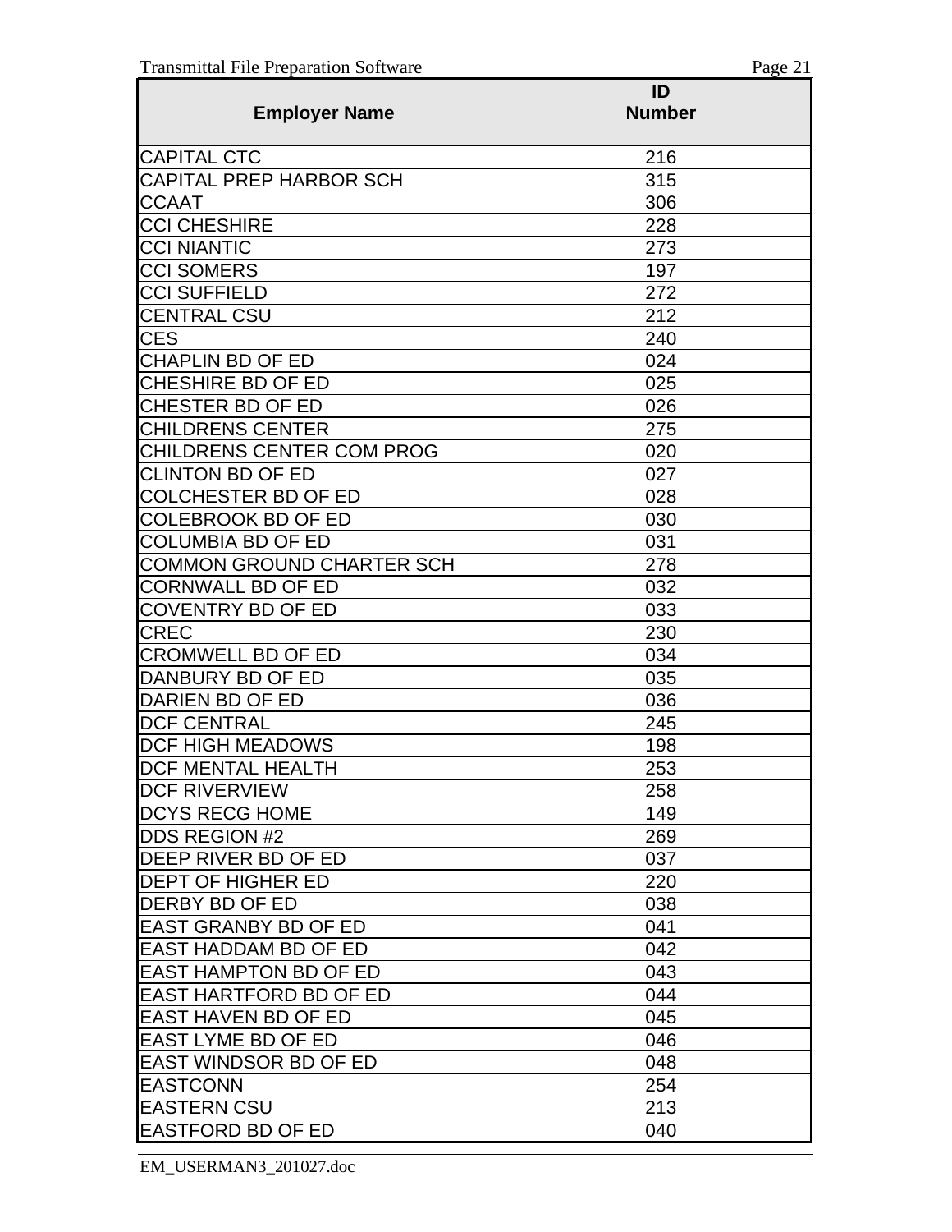| Employer Name | ID Number |
|---|---|
| CAPITAL CTC | 216 |
| CAPITAL PREP HARBOR SCH | 315 |
| CCAAT | 306 |
| CCI CHESHIRE | 228 |
| CCI NIANTIC | 273 |
| CCI SOMERS | 197 |
| CCI SUFFIELD | 272 |
| CENTRAL CSU | 212 |
| CES | 240 |
| CHAPLIN BD OF ED | 024 |
| CHESHIRE BD OF ED | 025 |
| CHESTER BD OF ED | 026 |
| CHILDRENS CENTER | 275 |
| CHILDRENS CENTER COM PROG | 020 |
| CLINTON BD OF ED | 027 |
| COLCHESTER BD OF ED | 028 |
| COLEBROOK BD OF ED | 030 |
| COLUMBIA BD OF ED | 031 |
| COMMON GROUND CHARTER SCH | 278 |
| CORNWALL BD OF ED | 032 |
| COVENTRY BD OF ED | 033 |
| CREC | 230 |
| CROMWELL BD OF ED | 034 |
| DANBURY BD OF ED | 035 |
| DARIEN BD OF ED | 036 |
| DCF CENTRAL | 245 |
| DCF HIGH MEADOWS | 198 |
| DCF MENTAL HEALTH | 253 |
| DCF RIVERVIEW | 258 |
| DCYS RECG HOME | 149 |
| DDS REGION #2 | 269 |
| DEEP RIVER BD OF ED | 037 |
| DEPT OF HIGHER ED | 220 |
| DERBY BD OF ED | 038 |
| EAST GRANBY BD OF ED | 041 |
| EAST HADDAM BD OF ED | 042 |
| EAST HAMPTON BD OF ED | 043 |
| EAST HARTFORD BD OF ED | 044 |
| EAST HAVEN BD OF ED | 045 |
| EAST LYME BD OF ED | 046 |
| EAST WINDSOR BD OF ED | 048 |
| EASTCONN | 254 |
| EASTERN CSU | 213 |
| EASTFORD BD OF ED | 040 |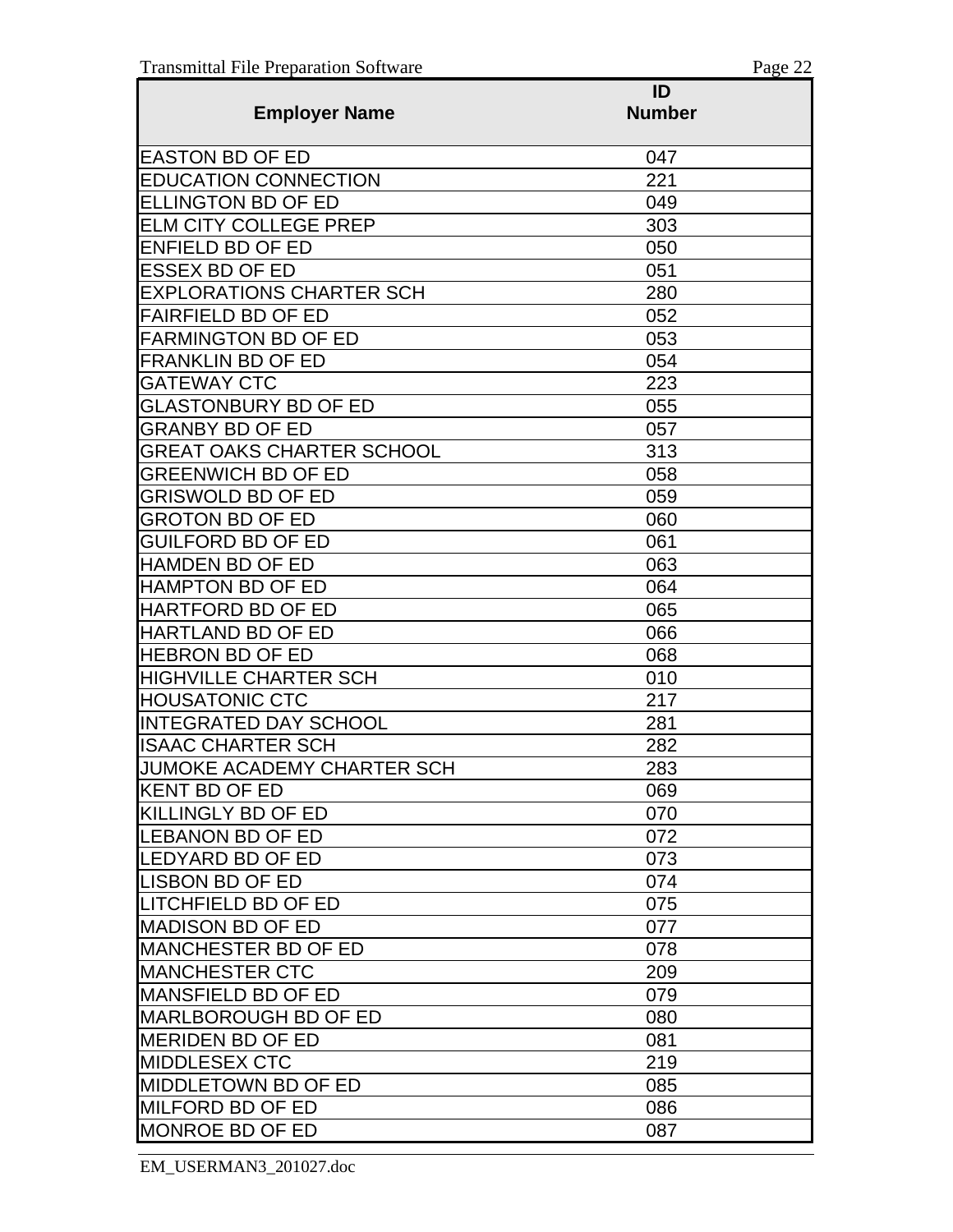| Employer Name | ID Number |
|---|---|
| EASTON BD OF ED | 047 |
| EDUCATION CONNECTION | 221 |
| ELLINGTON BD OF ED | 049 |
| ELM CITY COLLEGE PREP | 303 |
| ENFIELD BD OF ED | 050 |
| ESSEX BD OF ED | 051 |
| EXPLORATIONS CHARTER SCH | 280 |
| FAIRFIELD BD OF ED | 052 |
| FARMINGTON BD OF ED | 053 |
| FRANKLIN BD OF ED | 054 |
| GATEWAY CTC | 223 |
| GLASTONBURY BD OF ED | 055 |
| GRANBY BD OF ED | 057 |
| GREAT OAKS CHARTER SCHOOL | 313 |
| GREENWICH BD OF ED | 058 |
| GRISWOLD BD OF ED | 059 |
| GROTON BD OF ED | 060 |
| GUILFORD BD OF ED | 061 |
| HAMDEN BD OF ED | 063 |
| HAMPTON BD OF ED | 064 |
| HARTFORD BD OF ED | 065 |
| HARTLAND BD OF ED | 066 |
| HEBRON BD OF ED | 068 |
| HIGHVILLE CHARTER SCH | 010 |
| HOUSATONIC CTC | 217 |
| INTEGRATED DAY SCHOOL | 281 |
| ISAAC CHARTER SCH | 282 |
| JUMOKE ACADEMY CHARTER SCH | 283 |
| KENT BD OF ED | 069 |
| KILLINGLY BD OF ED | 070 |
| LEBANON BD OF ED | 072 |
| LEDYARD BD OF ED | 073 |
| LISBON BD OF ED | 074 |
| LITCHFIELD BD OF ED | 075 |
| MADISON BD OF ED | 077 |
| MANCHESTER BD OF ED | 078 |
| MANCHESTER CTC | 209 |
| MANSFIELD BD OF ED | 079 |
| MARLBOROUGH BD OF ED | 080 |
| MERIDEN BD OF ED | 081 |
| MIDDLESEX CTC | 219 |
| MIDDLETOWN BD OF ED | 085 |
| MILFORD BD OF ED | 086 |
| MONROE BD OF ED | 087 |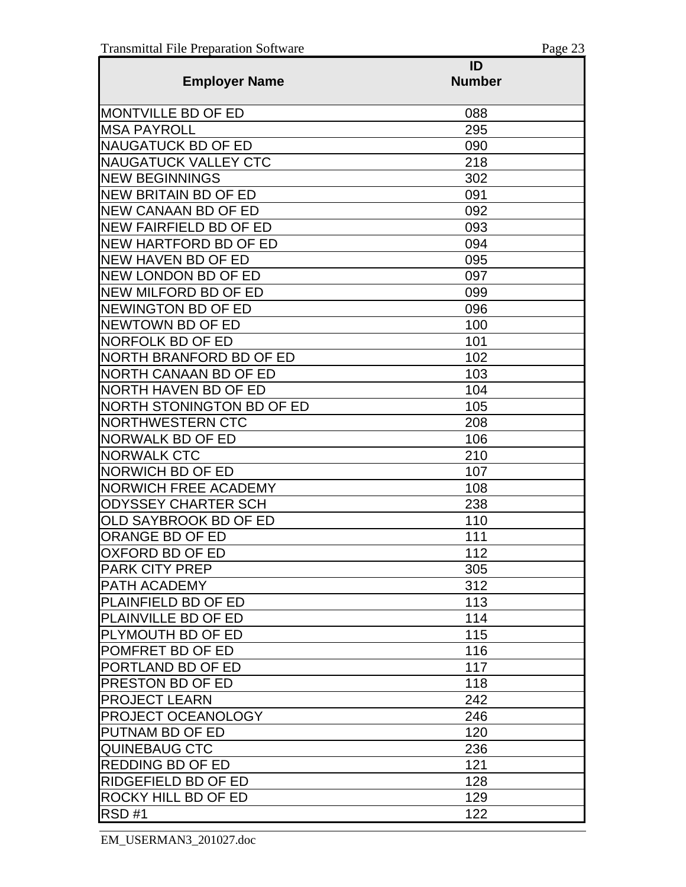| Employer Name | ID Number |
|---|---|
| MONTVILLE BD OF ED | 088 |
| MSA PAYROLL | 295 |
| NAUGATUCK BD OF ED | 090 |
| NAUGATUCK VALLEY CTC | 218 |
| NEW BEGINNINGS | 302 |
| NEW BRITAIN BD OF ED | 091 |
| NEW CANAAN BD OF ED | 092 |
| NEW FAIRFIELD BD OF ED | 093 |
| NEW HARTFORD BD OF ED | 094 |
| NEW HAVEN BD OF ED | 095 |
| NEW LONDON BD OF ED | 097 |
| NEW MILFORD BD OF ED | 099 |
| NEWINGTON BD OF ED | 096 |
| NEWTOWN BD OF ED | 100 |
| NORFOLK BD OF ED | 101 |
| NORTH BRANFORD BD OF ED | 102 |
| NORTH CANAAN BD OF ED | 103 |
| NORTH HAVEN BD OF ED | 104 |
| NORTH STONINGTON BD OF ED | 105 |
| NORTHWESTERN CTC | 208 |
| NORWALK BD OF ED | 106 |
| NORWALK CTC | 210 |
| NORWICH BD OF ED | 107 |
| NORWICH FREE ACADEMY | 108 |
| ODYSSEY CHARTER SCH | 238 |
| OLD SAYBROOK BD OF ED | 110 |
| ORANGE BD OF ED | 111 |
| OXFORD BD OF ED | 112 |
| PARK CITY PREP | 305 |
| PATH ACADEMY | 312 |
| PLAINFIELD BD OF ED | 113 |
| PLAINVILLE BD OF ED | 114 |
| PLYMOUTH BD OF ED | 115 |
| POMFRET BD OF ED | 116 |
| PORTLAND BD OF ED | 117 |
| PRESTON BD OF ED | 118 |
| PROJECT LEARN | 242 |
| PROJECT OCEANOLOGY | 246 |
| PUTNAM BD OF ED | 120 |
| QUINEBAUG CTC | 236 |
| REDDING BD OF ED | 121 |
| RIDGEFIELD BD OF ED | 128 |
| ROCKY HILL BD OF ED | 129 |
| RSD #1 | 122 |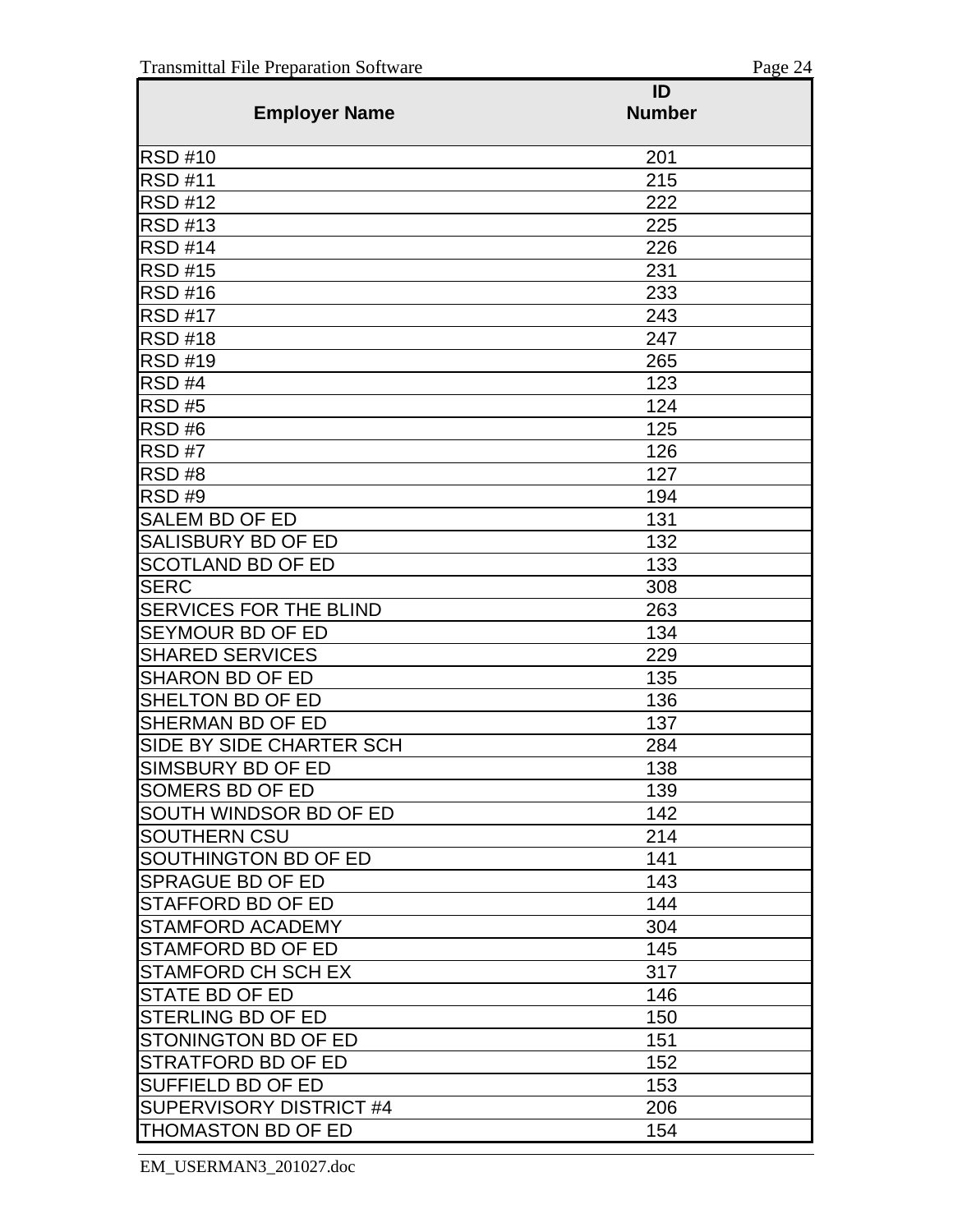| Employer Name | ID Number |
|---|---|
| RSD #10 | 201 |
| RSD #11 | 215 |
| RSD #12 | 222 |
| RSD #13 | 225 |
| RSD #14 | 226 |
| RSD #15 | 231 |
| RSD #16 | 233 |
| RSD #17 | 243 |
| RSD #18 | 247 |
| RSD #19 | 265 |
| RSD #4 | 123 |
| RSD #5 | 124 |
| RSD #6 | 125 |
| RSD #7 | 126 |
| RSD #8 | 127 |
| RSD #9 | 194 |
| SALEM BD OF ED | 131 |
| SALISBURY BD OF ED | 132 |
| SCOTLAND BD OF ED | 133 |
| SERC | 308 |
| SERVICES FOR THE BLIND | 263 |
| SEYMOUR BD OF ED | 134 |
| SHARED SERVICES | 229 |
| SHARON BD OF ED | 135 |
| SHELTON BD OF ED | 136 |
| SHERMAN BD OF ED | 137 |
| SIDE BY SIDE CHARTER SCH | 284 |
| SIMSBURY BD OF ED | 138 |
| SOMERS BD OF ED | 139 |
| SOUTH WINDSOR BD OF ED | 142 |
| SOUTHERN CSU | 214 |
| SOUTHINGTON BD OF ED | 141 |
| SPRAGUE BD OF ED | 143 |
| STAFFORD BD OF ED | 144 |
| STAMFORD ACADEMY | 304 |
| STAMFORD BD OF ED | 145 |
| STAMFORD CH SCH EX | 317 |
| STATE BD OF ED | 146 |
| STERLING BD OF ED | 150 |
| STONINGTON BD OF ED | 151 |
| STRATFORD BD OF ED | 152 |
| SUFFIELD BD OF ED | 153 |
| SUPERVISORY DISTRICT #4 | 206 |
| THOMASTON BD OF ED | 154 |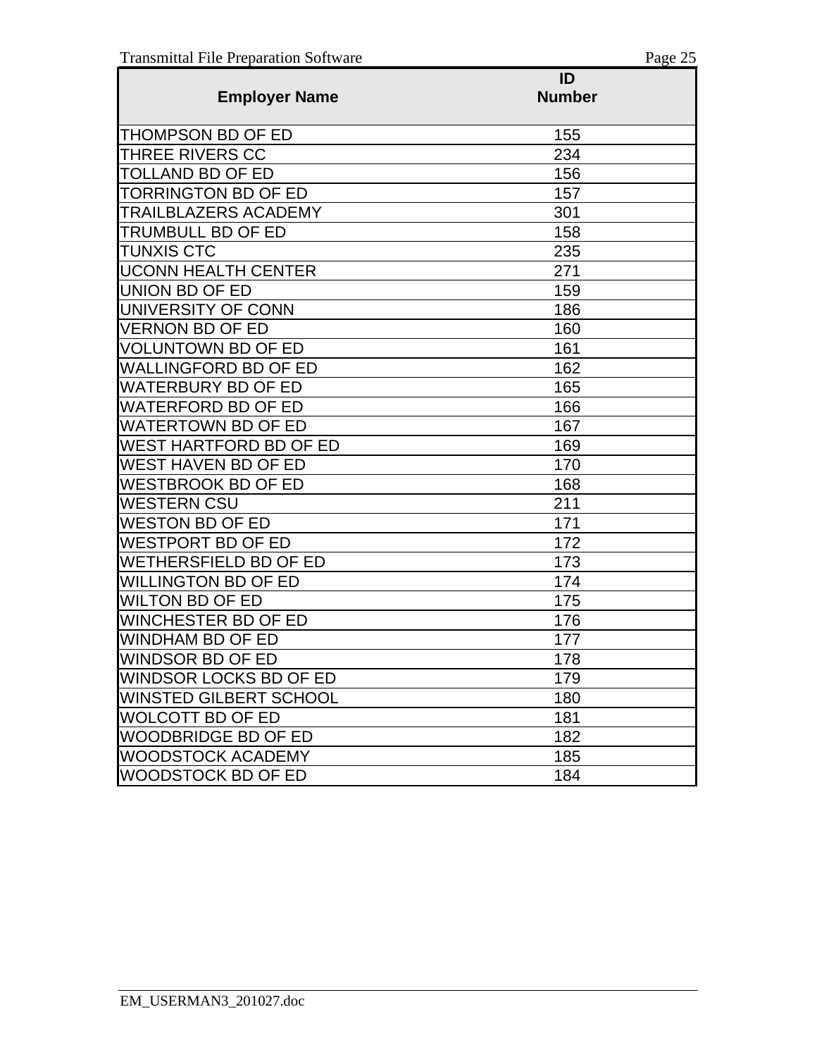| Employer Name | ID Number |
|---|---|
| THOMPSON BD OF ED | 155 |
| THREE RIVERS CC | 234 |
| TOLLAND BD OF ED | 156 |
| TORRINGTON BD OF ED | 157 |
| TRAILBLAZERS ACADEMY | 301 |
| TRUMBULL BD OF ED | 158 |
| TUNXIS CTC | 235 |
| UCONN HEALTH CENTER | 271 |
| UNION BD OF ED | 159 |
| UNIVERSITY OF CONN | 186 |
| VERNON BD OF ED | 160 |
| VOLUNTOWN BD OF ED | 161 |
| WALLINGFORD BD OF ED | 162 |
| WATERBURY BD OF ED | 165 |
| WATERFORD BD OF ED | 166 |
| WATERTOWN BD OF ED | 167 |
| WEST HARTFORD BD OF ED | 169 |
| WEST HAVEN BD OF ED | 170 |
| WESTBROOK BD OF ED | 168 |
| WESTERN CSU | 211 |
| WESTON BD OF ED | 171 |
| WESTPORT BD OF ED | 172 |
| WETHERSFIELD BD OF ED | 173 |
| WILLINGTON BD OF ED | 174 |
| WILTON BD OF ED | 175 |
| WINCHESTER BD OF ED | 176 |
| WINDHAM BD OF ED | 177 |
| WINDSOR BD OF ED | 178 |
| WINDSOR LOCKS BD OF ED | 179 |
| WINSTED GILBERT SCHOOL | 180 |
| WOLCOTT BD OF ED | 181 |
| WOODBRIDGE BD OF ED | 182 |
| WOODSTOCK ACADEMY | 185 |
| WOODSTOCK BD OF ED | 184 |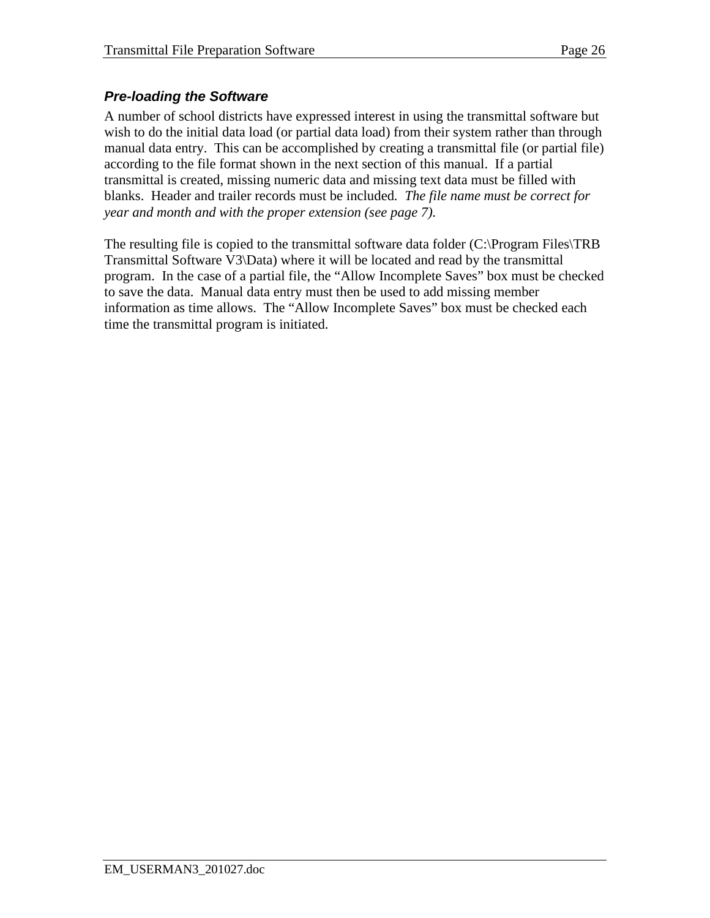### *Pre-loading the Software*

A number of school districts have expressed interest in using the transmittal software but wish to do the initial data load (or partial data load) from their system rather than through manual data entry. This can be accomplished by creating a transmittal file (or partial file) according to the file format shown in the next section of this manual. If a partial transmittal is created, missing numeric data and missing text data must be filled with blanks. Header and trailer records must be included. *The file name must be correct for year and month and with the proper extension (see page 7).*

The resulting file is copied to the transmittal software data folder (C:\Program Files\TRB Transmittal Software V3\Data) where it will be located and read by the transmittal program. In the case of a partial file, the "Allow Incomplete Saves" box must be checked to save the data. Manual data entry must then be used to add missing member information as time allows. The "Allow Incomplete Saves" box must be checked each time the transmittal program is initiated.